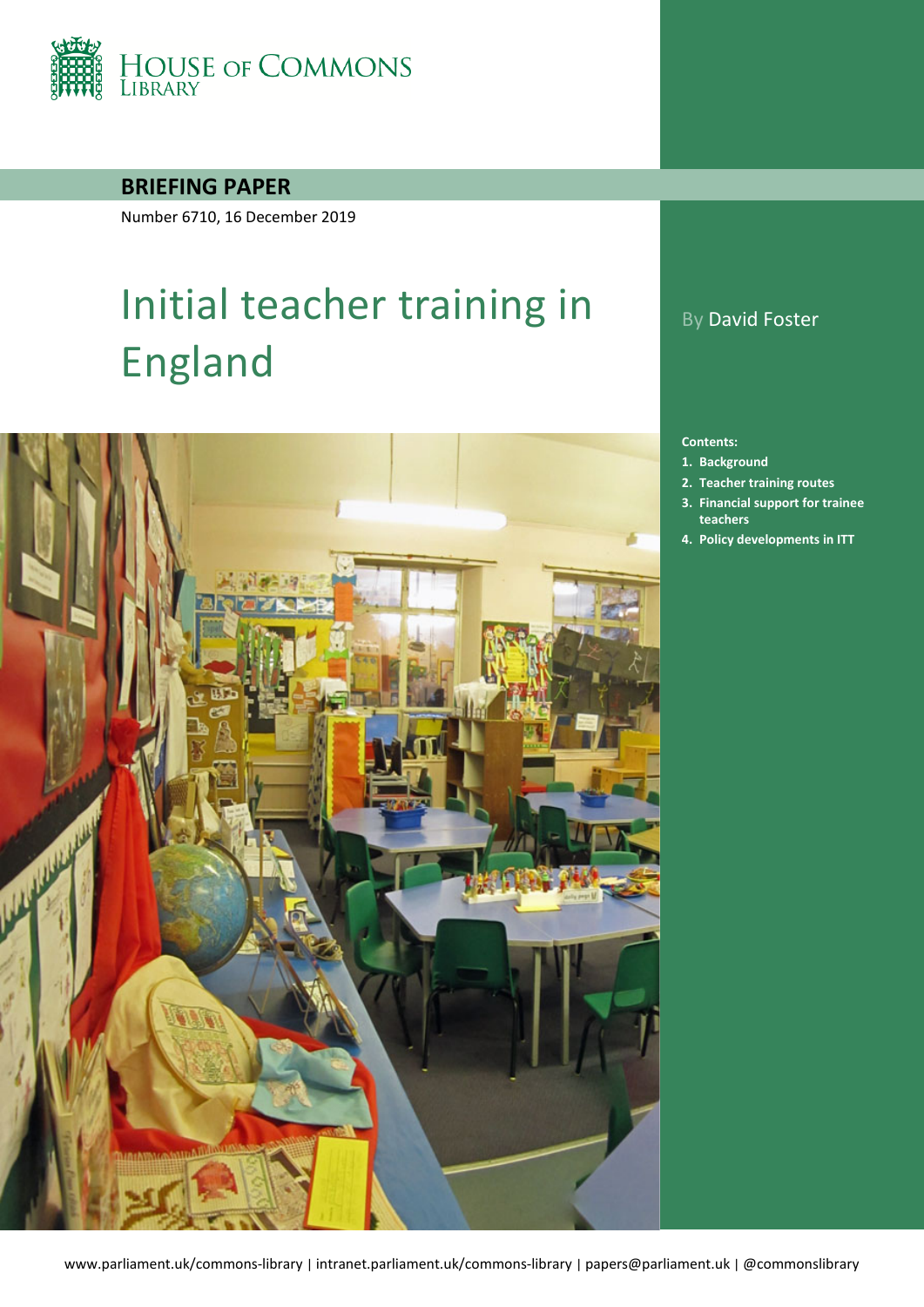HOUSE OF COMMONS LIBRARY

**BRIEFING PAPER**

Number 6710, 16 December 2019

# Initial teacher training in England

By David Foster

**Contents:**

1. **Background**
2. **Teacher training routes**
3. **Financial support for trainee teachers**
4. **Policy developments in ITT**

www.parliament.uk/commons-library | intranet.parliament.uk/commons-library | papers@parliament.uk | @commonslibrary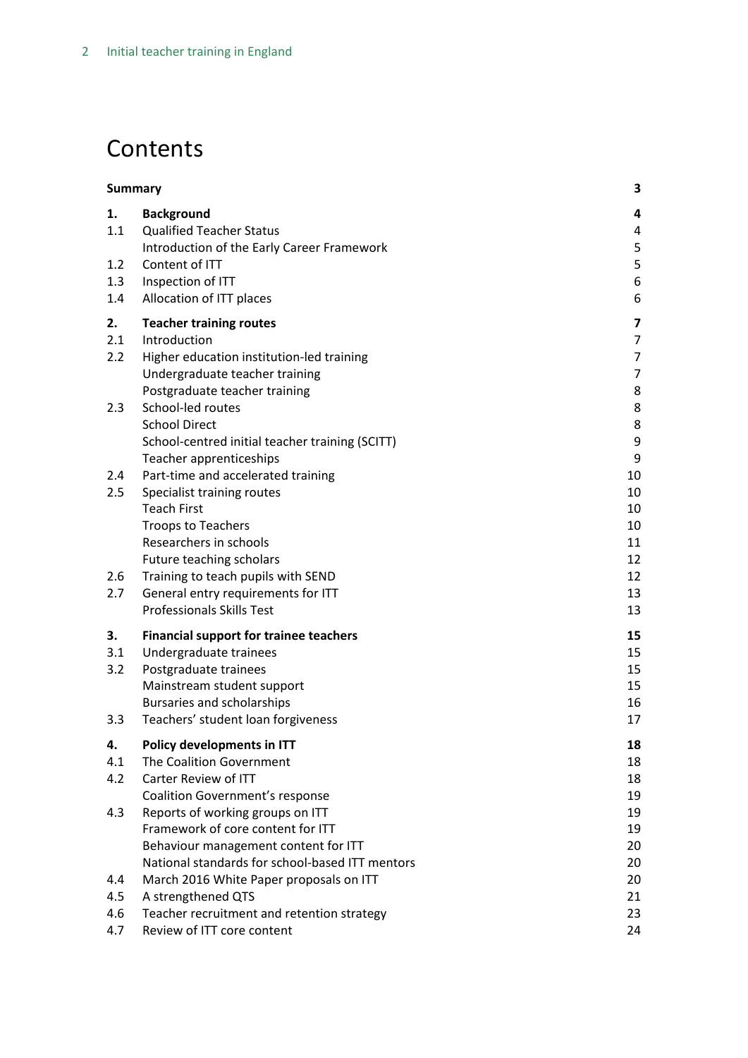# Contents

| | | |
|---|---|---|
| **Summary** | | **3** |
| **1.** | **Background** | **4** |
| 1.1 | Qualified Teacher Status | 4 |
| | Introduction of the Early Career Framework | 5 |
| 1.2 | Content of ITT | 5 |
| 1.3 | Inspection of ITT | 6 |
| 1.4 | Allocation of ITT places | 6 |
| **2.** | **Teacher training routes** | **7** |
| 2.1 | Introduction | 7 |
| 2.2 | Higher education institution-led training | 7 |
| | Undergraduate teacher training | 7 |
| | Postgraduate teacher training | 8 |
| 2.3 | School-led routes | 8 |
| | School Direct | 8 |
| | School-centred initial teacher training (SCITT) | 9 |
| | Teacher apprenticeships | 9 |
| 2.4 | Part-time and accelerated training | 10 |
| 2.5 | Specialist training routes | 10 |
| | Teach First | 10 |
| | Troops to Teachers | 10 |
| | Researchers in schools | 11 |
| | Future teaching scholars | 12 |
| 2.6 | Training to teach pupils with SEND | 12 |
| 2.7 | General entry requirements for ITT | 13 |
| | Professionals Skills Test | 13 |
| **3.** | **Financial support for trainee teachers** | **15** |
| 3.1 | Undergraduate trainees | 15 |
| 3.2 | Postgraduate trainees | 15 |
| | Mainstream student support | 15 |
| | Bursaries and scholarships | 16 |
| 3.3 | Teachers' student loan forgiveness | 17 |
| **4.** | **Policy developments in ITT** | **18** |
| 4.1 | The Coalition Government | 18 |
| 4.2 | Carter Review of ITT | 18 |
| | Coalition Government's response | 19 |
| 4.3 | Reports of working groups on ITT | 19 |
| | Framework of core content for ITT | 19 |
| | Behaviour management content for ITT | 20 |
| | National standards for school-based ITT mentors | 20 |
| 4.4 | March 2016 White Paper proposals on ITT | 20 |
| 4.5 | A strengthened QTS | 21 |
| 4.6 | Teacher recruitment and retention strategy | 23 |
| 4.7 | Review of ITT core content | 24 |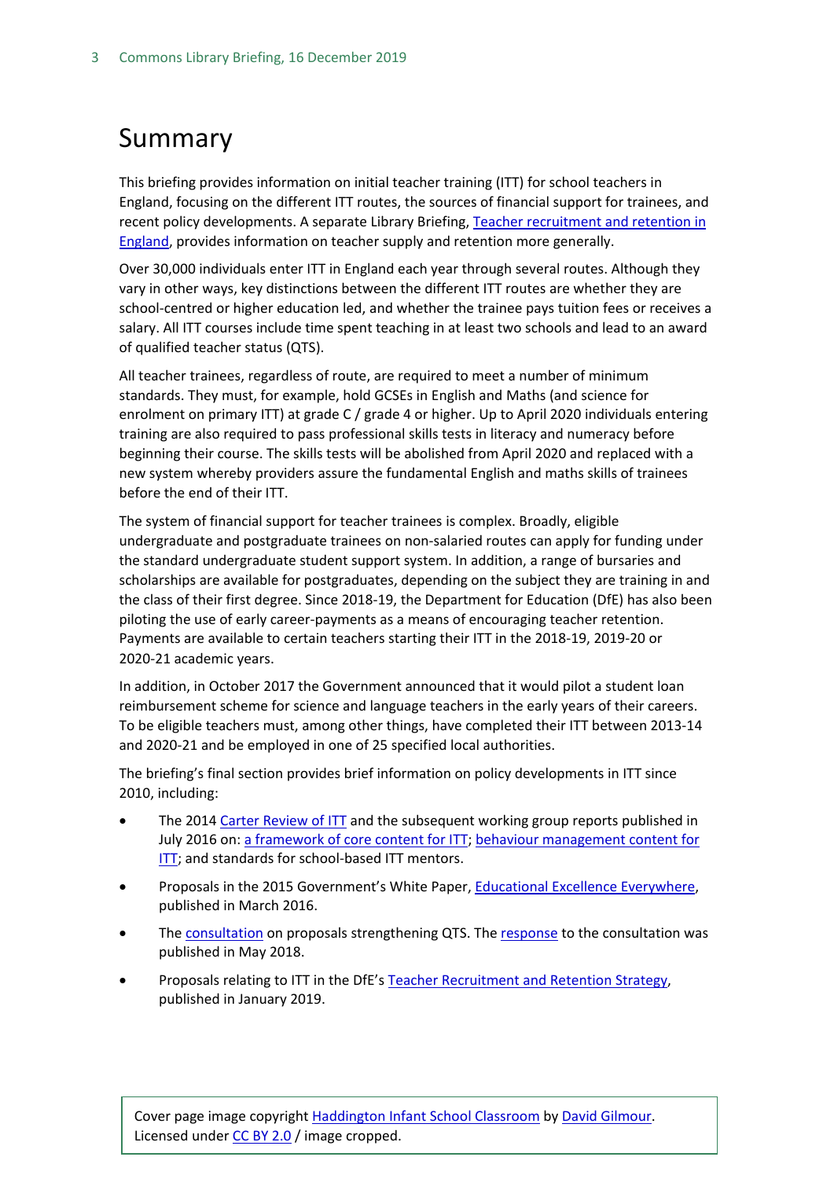# Summary

This briefing provides information on initial teacher training (ITT) for school teachers in England, focusing on the different ITT routes, the sources of financial support for trainees, and recent policy developments. A separate Library Briefing, Teacher recruitment and retention in England, provides information on teacher supply and retention more generally.

Over 30,000 individuals enter ITT in England each year through several routes. Although they vary in other ways, key distinctions between the different ITT routes are whether they are school-centred or higher education led, and whether the trainee pays tuition fees or receives a salary. All ITT courses include time spent teaching in at least two schools and lead to an award of qualified teacher status (QTS).

All teacher trainees, regardless of route, are required to meet a number of minimum standards. They must, for example, hold GCSEs in English and Maths (and science for enrolment on primary ITT) at grade C / grade 4 or higher. Up to April 2020 individuals entering training are also required to pass professional skills tests in literacy and numeracy before beginning their course. The skills tests will be abolished from April 2020 and replaced with a new system whereby providers assure the fundamental English and maths skills of trainees before the end of their ITT.

The system of financial support for teacher trainees is complex. Broadly, eligible undergraduate and postgraduate trainees on non-salaried routes can apply for funding under the standard undergraduate student support system. In addition, a range of bursaries and scholarships are available for postgraduates, depending on the subject they are training in and the class of their first degree. Since 2018-19, the Department for Education (DfE) has also been piloting the use of early career-payments as a means of encouraging teacher retention. Payments are available to certain teachers starting their ITT in the 2018-19, 2019-20 or 2020-21 academic years.

In addition, in October 2017 the Government announced that it would pilot a student loan reimbursement scheme for science and language teachers in the early years of their careers. To be eligible teachers must, among other things, have completed their ITT between 2013-14 and 2020-21 and be employed in one of 25 specified local authorities.

The briefing's final section provides brief information on policy developments in ITT since 2010, including:

- The 2014 Carter Review of ITT and the subsequent working group reports published in July 2016 on: a framework of core content for ITT; behaviour management content for ITT; and standards for school-based ITT mentors.
- Proposals in the 2015 Government's White Paper, Educational Excellence Everywhere, published in March 2016.
- The consultation on proposals strengthening QTS. The response to the consultation was published in May 2018.
- Proposals relating to ITT in the DfE's Teacher Recruitment and Retention Strategy, published in January 2019.

Cover page image copyright Haddington Infant School Classroom by David Gilmour. Licensed under CC BY 2.0 / image cropped.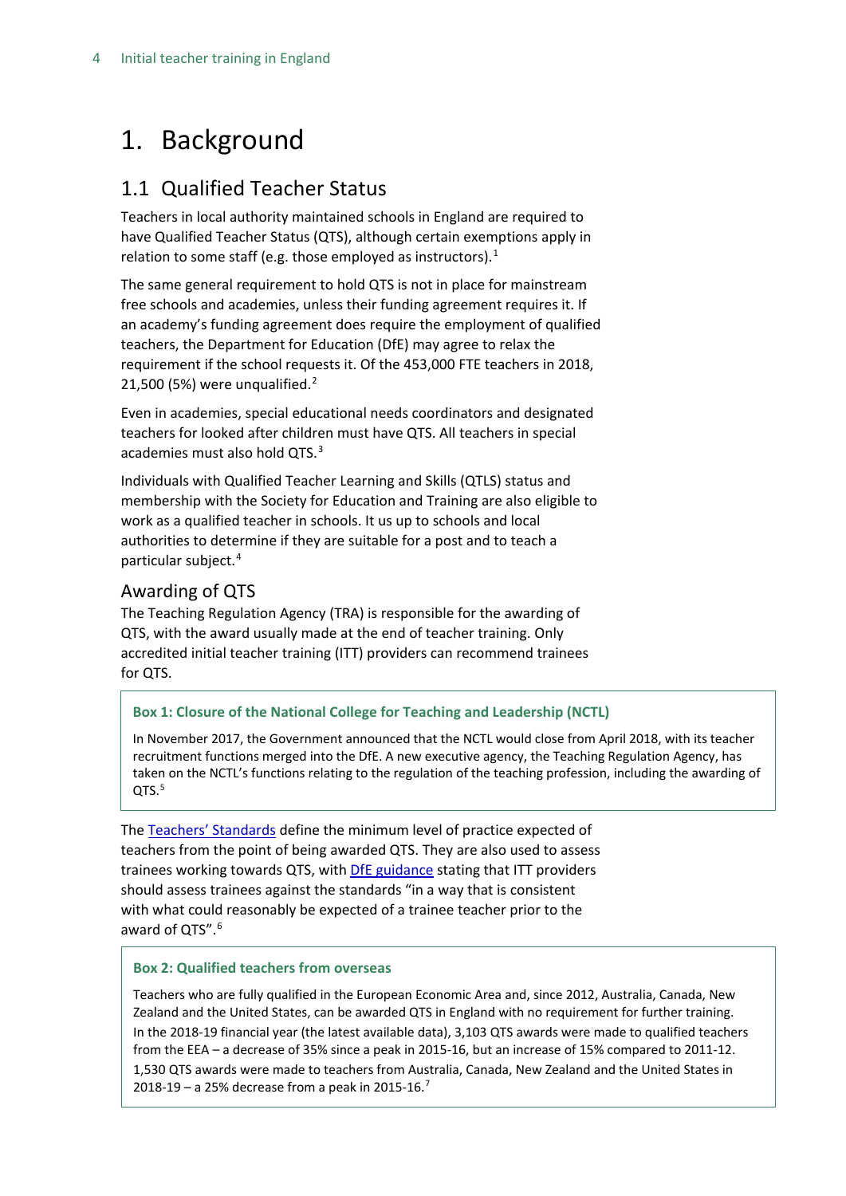# 1. Background

## 1.1 Qualified Teacher Status

Teachers in local authority maintained schools in England are required to have Qualified Teacher Status (QTS), although certain exemptions apply in relation to some staff (e.g. those employed as instructors).[1]

The same general requirement to hold QTS is not in place for mainstream free schools and academies, unless their funding agreement requires it. If an academy's funding agreement does require the employment of qualified teachers, the Department for Education (DfE) may agree to relax the requirement if the school requests it. Of the 453,000 FTE teachers in 2018, 21,500 (5%) were unqualified.[2]

Even in academies, special educational needs coordinators and designated teachers for looked after children must have QTS. All teachers in special academies must also hold QTS.[3]

Individuals with Qualified Teacher Learning and Skills (QTLS) status and membership with the Society for Education and Training are also eligible to work as a qualified teacher in schools. It us up to schools and local authorities to determine if they are suitable for a post and to teach a particular subject.[4]

### Awarding of QTS

The Teaching Regulation Agency (TRA) is responsible for the awarding of QTS, with the award usually made at the end of teacher training. Only accredited initial teacher training (ITT) providers can recommend trainees for QTS.

> **Box 1: Closure of the National College for Teaching and Leadership (NCTL)**
>
> In November 2017, the Government announced that the NCTL would close from April 2018, with its teacher recruitment functions merged into the DfE. A new executive agency, the Teaching Regulation Agency, has taken on the NCTL's functions relating to the regulation of the teaching profession, including the awarding of QTS.[5]

The Teachers' Standards define the minimum level of practice expected of teachers from the point of being awarded QTS. They are also used to assess trainees working towards QTS, with DfE guidance stating that ITT providers should assess trainees against the standards "in a way that is consistent with what could reasonably be expected of a trainee teacher prior to the award of QTS".[6]

> **Box 2: Qualified teachers from overseas**
>
> Teachers who are fully qualified in the European Economic Area and, since 2012, Australia, Canada, New Zealand and the United States, can be awarded QTS in England with no requirement for further training.
>
> In the 2018-19 financial year (the latest available data), 3,103 QTS awards were made to qualified teachers from the EEA – a decrease of 35% since a peak in 2015-16, but an increase of 15% compared to 2011-12.
>
> 1,530 QTS awards were made to teachers from Australia, Canada, New Zealand and the United States in 2018-19 – a 25% decrease from a peak in 2015-16.[7]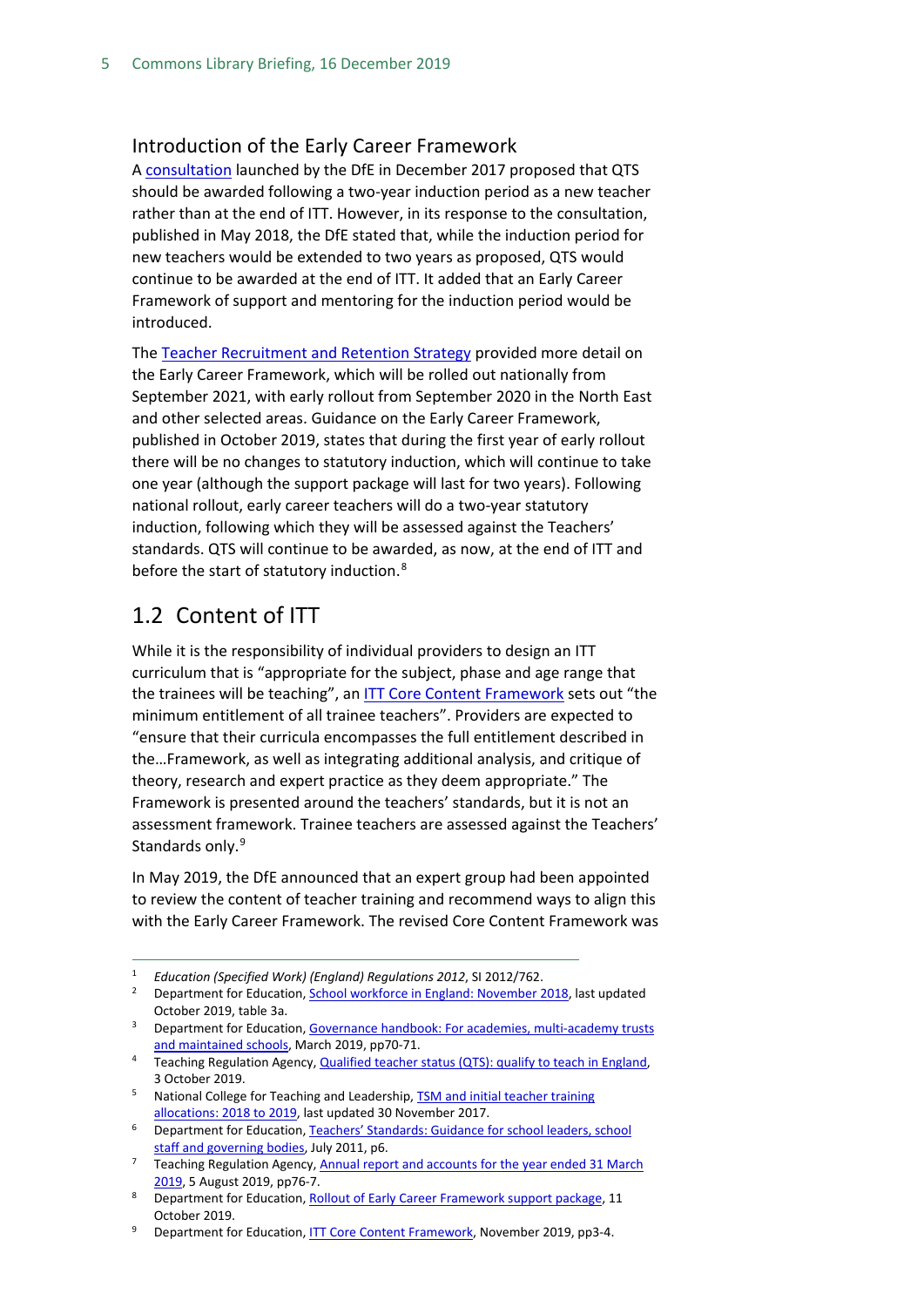### Introduction of the Early Career Framework

A consultation launched by the DfE in December 2017 proposed that QTS should be awarded following a two-year induction period as a new teacher rather than at the end of ITT. However, in its response to the consultation, published in May 2018, the DfE stated that, while the induction period for new teachers would be extended to two years as proposed, QTS would continue to be awarded at the end of ITT. It added that an Early Career Framework of support and mentoring for the induction period would be introduced.

The Teacher Recruitment and Retention Strategy provided more detail on the Early Career Framework, which will be rolled out nationally from September 2021, with early rollout from September 2020 in the North East and other selected areas. Guidance on the Early Career Framework, published in October 2019, states that during the first year of early rollout there will be no changes to statutory induction, which will continue to take one year (although the support package will last for two years). Following national rollout, early career teachers will do a two-year statutory induction, following which they will be assessed against the Teachers' standards. QTS will continue to be awarded, as now, at the end of ITT and before the start of statutory induction.[8]

## 1.2 Content of ITT

While it is the responsibility of individual providers to design an ITT curriculum that is "appropriate for the subject, phase and age range that the trainees will be teaching", an ITT Core Content Framework sets out "the minimum entitlement of all trainee teachers". Providers are expected to "ensure that their curricula encompasses the full entitlement described in the…Framework, as well as integrating additional analysis, and critique of theory, research and expert practice as they deem appropriate." The Framework is presented around the teachers' standards, but it is not an assessment framework. Trainee teachers are assessed against the Teachers' Standards only.[9]

In May 2019, the DfE announced that an expert group had been appointed to review the content of teacher training and recommend ways to align this with the Early Career Framework. The revised Core Content Framework was

---

1 *Education (Specified Work) (England) Regulations 2012*, SI 2012/762.

2 Department for Education, School workforce in England: November 2018, last updated October 2019, table 3a.

3 Department for Education, Governance handbook: For academies, multi-academy trusts and maintained schools, March 2019, pp70-71.

4 Teaching Regulation Agency, Qualified teacher status (QTS): qualify to teach in England, 3 October 2019.

5 National College for Teaching and Leadership, TSM and initial teacher training allocations: 2018 to 2019, last updated 30 November 2017.

6 Department for Education, Teachers' Standards: Guidance for school leaders, school staff and governing bodies, July 2011, p6.

7 Teaching Regulation Agency, Annual report and accounts for the year ended 31 March 2019, 5 August 2019, pp76-7.

8 Department for Education, Rollout of Early Career Framework support package, 11 October 2019.

9 Department for Education, ITT Core Content Framework, November 2019, pp3-4.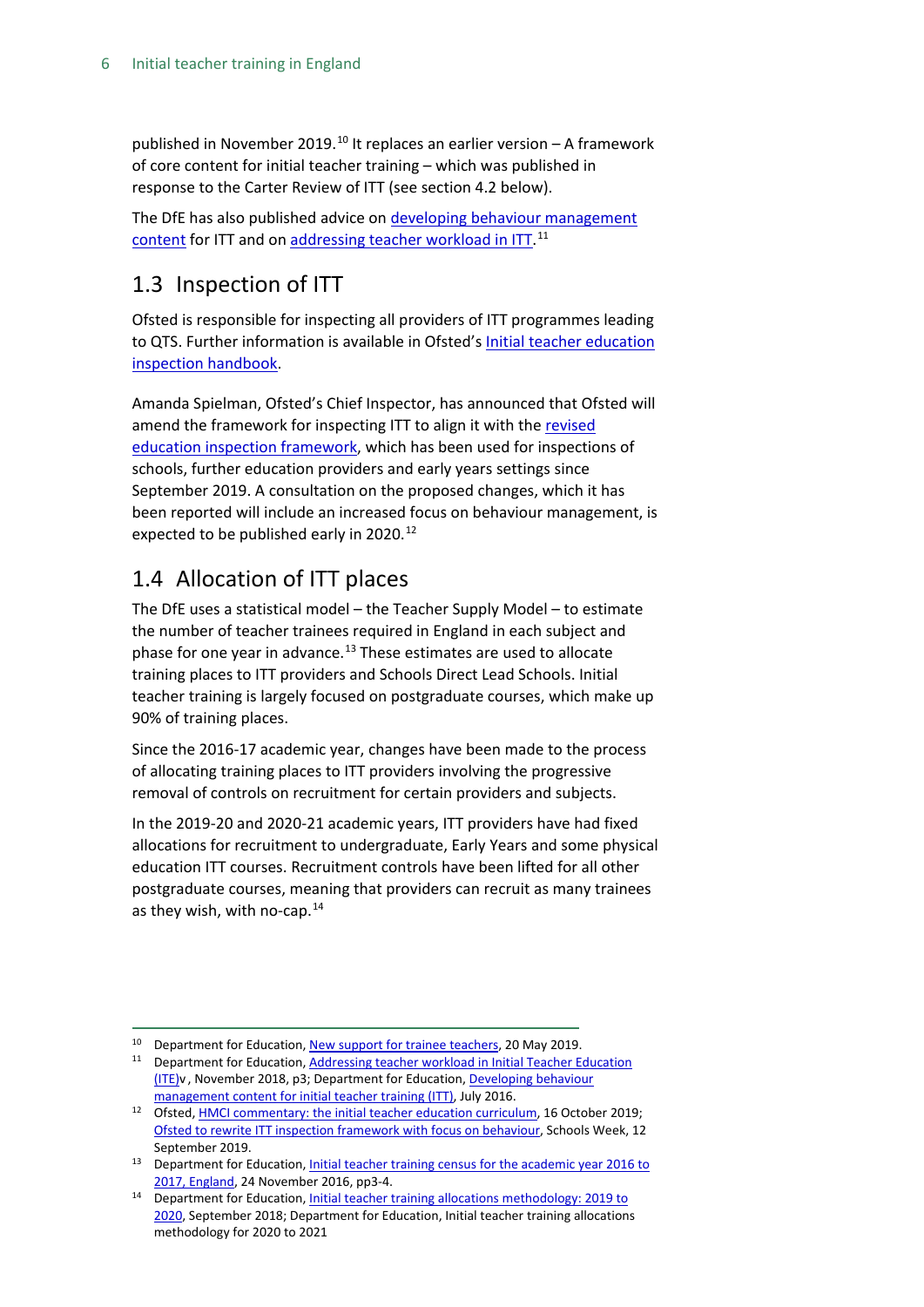published in November 2019.[10] It replaces an earlier version – A framework of core content for initial teacher training – which was published in response to the Carter Review of ITT (see section 4.2 below).

The DfE has also published advice on developing behaviour management content for ITT and on addressing teacher workload in ITT.[11]

## 1.3 Inspection of ITT

Ofsted is responsible for inspecting all providers of ITT programmes leading to QTS. Further information is available in Ofsted's Initial teacher education inspection handbook.

Amanda Spielman, Ofsted's Chief Inspector, has announced that Ofsted will amend the framework for inspecting ITT to align it with the revised education inspection framework, which has been used for inspections of schools, further education providers and early years settings since September 2019. A consultation on the proposed changes, which it has been reported will include an increased focus on behaviour management, is expected to be published early in 2020.[12]

## 1.4 Allocation of ITT places

The DfE uses a statistical model – the Teacher Supply Model – to estimate the number of teacher trainees required in England in each subject and phase for one year in advance.[13] These estimates are used to allocate training places to ITT providers and Schools Direct Lead Schools. Initial teacher training is largely focused on postgraduate courses, which make up 90% of training places.

Since the 2016-17 academic year, changes have been made to the process of allocating training places to ITT providers involving the progressive removal of controls on recruitment for certain providers and subjects.

In the 2019-20 and 2020-21 academic years, ITT providers have had fixed allocations for recruitment to undergraduate, Early Years and some physical education ITT courses. Recruitment controls have been lifted for all other postgraduate courses, meaning that providers can recruit as many trainees as they wish, with no-cap.[14]

---

[10] Department for Education, New support for trainee teachers, 20 May 2019.

[11] Department for Education, Addressing teacher workload in Initial Teacher Education (ITE)v, November 2018, p3; Department for Education, Developing behaviour management content for initial teacher training (ITT), July 2016.

[12] Ofsted, HMCI commentary: the initial teacher education curriculum, 16 October 2019; Ofsted to rewrite ITT inspection framework with focus on behaviour, Schools Week, 12 September 2019.

[13] Department for Education, Initial teacher training census for the academic year 2016 to 2017, England, 24 November 2016, pp3-4.

[14] Department for Education, Initial teacher training allocations methodology: 2019 to 2020, September 2018; Department for Education, Initial teacher training allocations methodology for 2020 to 2021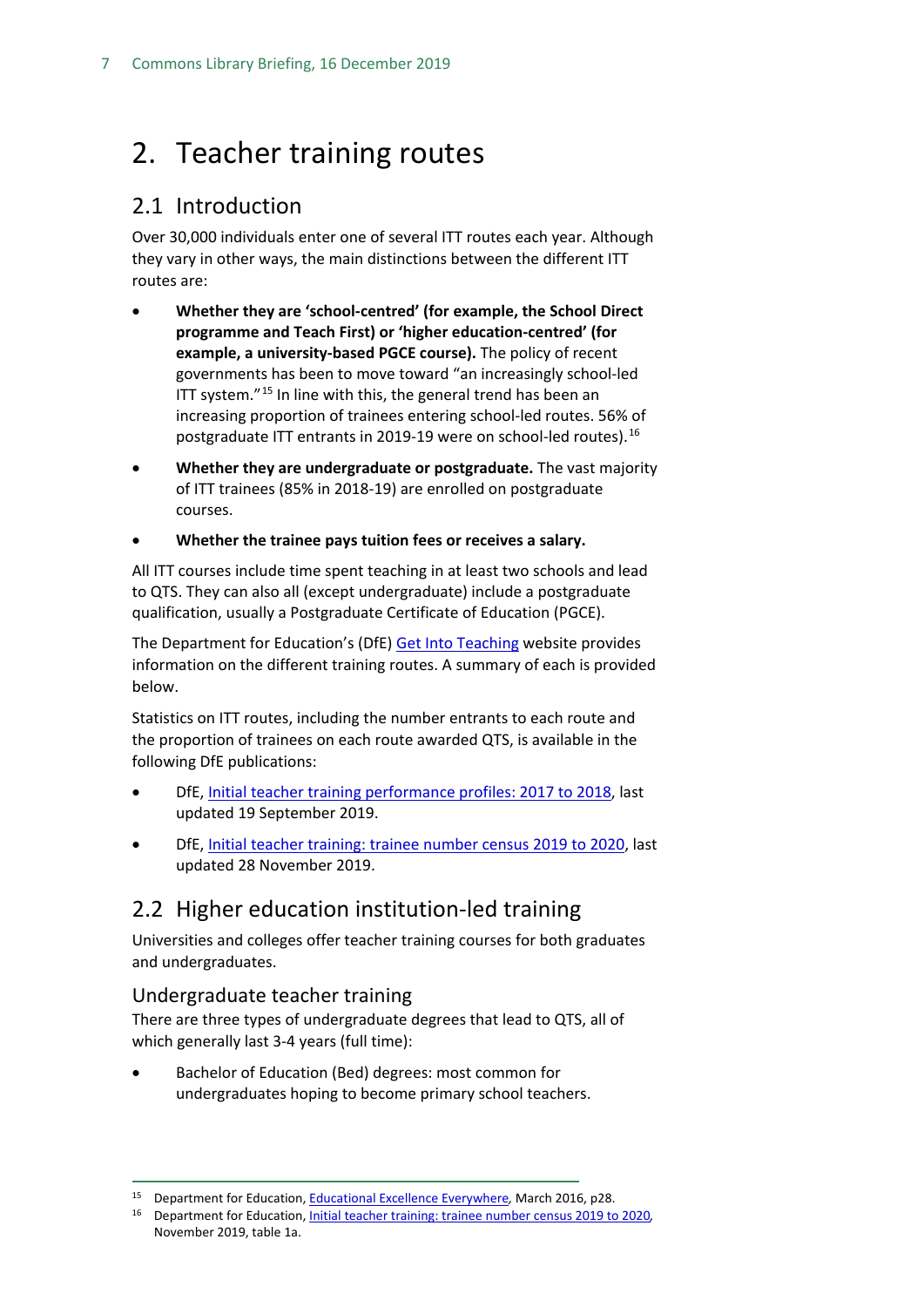# 2. Teacher training routes

## 2.1 Introduction

Over 30,000 individuals enter one of several ITT routes each year. Although they vary in other ways, the main distinctions between the different ITT routes are:

- **Whether they are 'school-centred' (for example, the School Direct programme and Teach First) or 'higher education-centred' (for example, a university-based PGCE course).** The policy of recent governments has been to move toward "an increasingly school-led ITT system."[15] In line with this, the general trend has been an increasing proportion of trainees entering school-led routes. 56% of postgraduate ITT entrants in 2019-19 were on school-led routes).[16]
- **Whether they are undergraduate or postgraduate.** The vast majority of ITT trainees (85% in 2018-19) are enrolled on postgraduate courses.
- **Whether the trainee pays tuition fees or receives a salary.**

All ITT courses include time spent teaching in at least two schools and lead to QTS. They can also all (except undergraduate) include a postgraduate qualification, usually a Postgraduate Certificate of Education (PGCE).

The Department for Education's (DfE) Get Into Teaching website provides information on the different training routes. A summary of each is provided below.

Statistics on ITT routes, including the number entrants to each route and the proportion of trainees on each route awarded QTS, is available in the following DfE publications:

- DfE, Initial teacher training performance profiles: 2017 to 2018, last updated 19 September 2019.
- DfE, Initial teacher training: trainee number census 2019 to 2020, last updated 28 November 2019.

## 2.2 Higher education institution-led training

Universities and colleges offer teacher training courses for both graduates and undergraduates.

### Undergraduate teacher training

There are three types of undergraduate degrees that lead to QTS, all of which generally last 3-4 years (full time):

- Bachelor of Education (Bed) degrees: most common for undergraduates hoping to become primary school teachers.

---

[15] Department for Education, Educational Excellence Everywhere, March 2016, p28.

[16] Department for Education, Initial teacher training: trainee number census 2019 to 2020, November 2019, table 1a.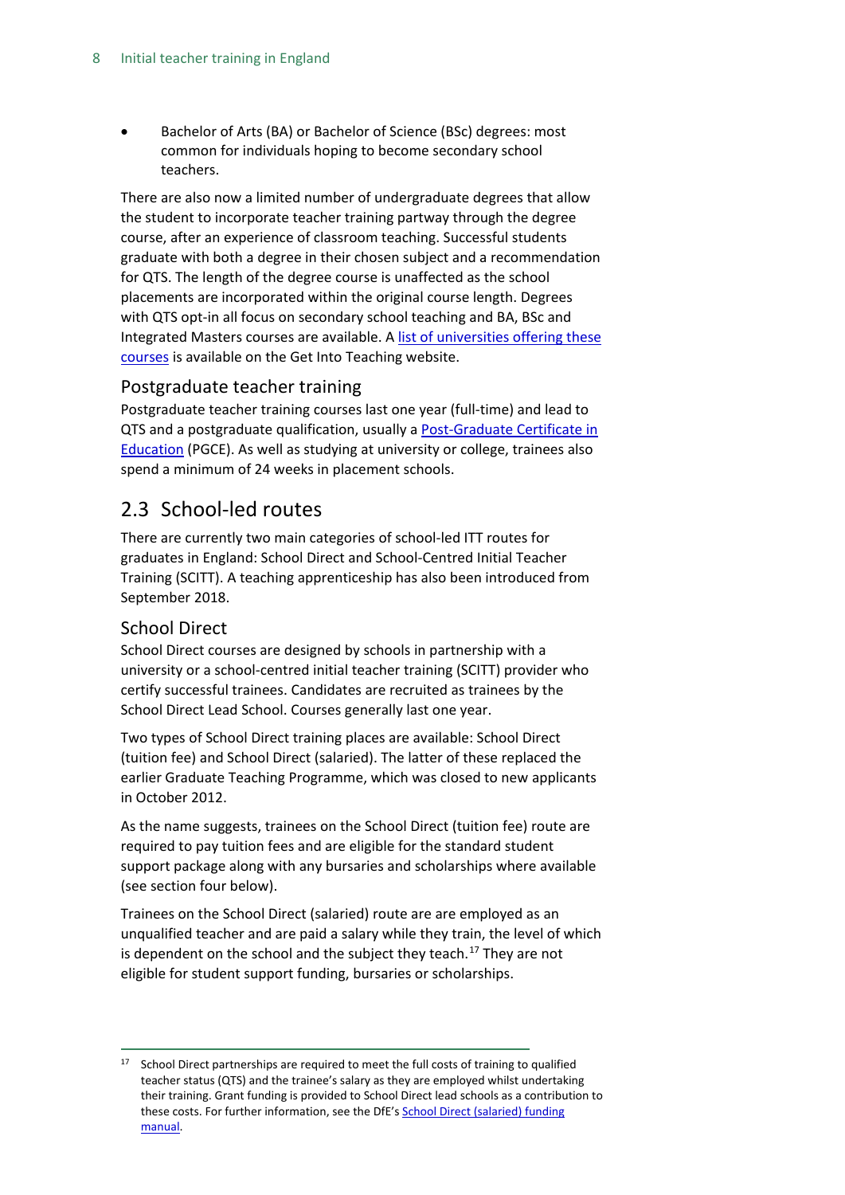- Bachelor of Arts (BA) or Bachelor of Science (BSc) degrees: most common for individuals hoping to become secondary school teachers.

There are also now a limited number of undergraduate degrees that allow the student to incorporate teacher training partway through the degree course, after an experience of classroom teaching. Successful students graduate with both a degree in their chosen subject and a recommendation for QTS. The length of the degree course is unaffected as the school placements are incorporated within the original course length. Degrees with QTS opt-in all focus on secondary school teaching and BA, BSc and Integrated Masters courses are available. A list of universities offering these courses is available on the Get Into Teaching website.

### Postgraduate teacher training

Postgraduate teacher training courses last one year (full-time) and lead to QTS and a postgraduate qualification, usually a Post-Graduate Certificate in Education (PGCE). As well as studying at university or college, trainees also spend a minimum of 24 weeks in placement schools.

## 2.3 School-led routes

There are currently two main categories of school-led ITT routes for graduates in England: School Direct and School-Centred Initial Teacher Training (SCITT). A teaching apprenticeship has also been introduced from September 2018.

### School Direct

School Direct courses are designed by schools in partnership with a university or a school-centred initial teacher training (SCITT) provider who certify successful trainees. Candidates are recruited as trainees by the School Direct Lead School. Courses generally last one year.

Two types of School Direct training places are available: School Direct (tuition fee) and School Direct (salaried). The latter of these replaced the earlier Graduate Teaching Programme, which was closed to new applicants in October 2012.

As the name suggests, trainees on the School Direct (tuition fee) route are required to pay tuition fees and are eligible for the standard student support package along with any bursaries and scholarships where available (see section four below).

Trainees on the School Direct (salaried) route are are employed as an unqualified teacher and are paid a salary while they train, the level of which is dependent on the school and the subject they teach.[17] They are not eligible for student support funding, bursaries or scholarships.

---

[17] School Direct partnerships are required to meet the full costs of training to qualified teacher status (QTS) and the trainee's salary as they are employed whilst undertaking their training. Grant funding is provided to School Direct lead schools as a contribution to these costs. For further information, see the DfE's School Direct (salaried) funding manual.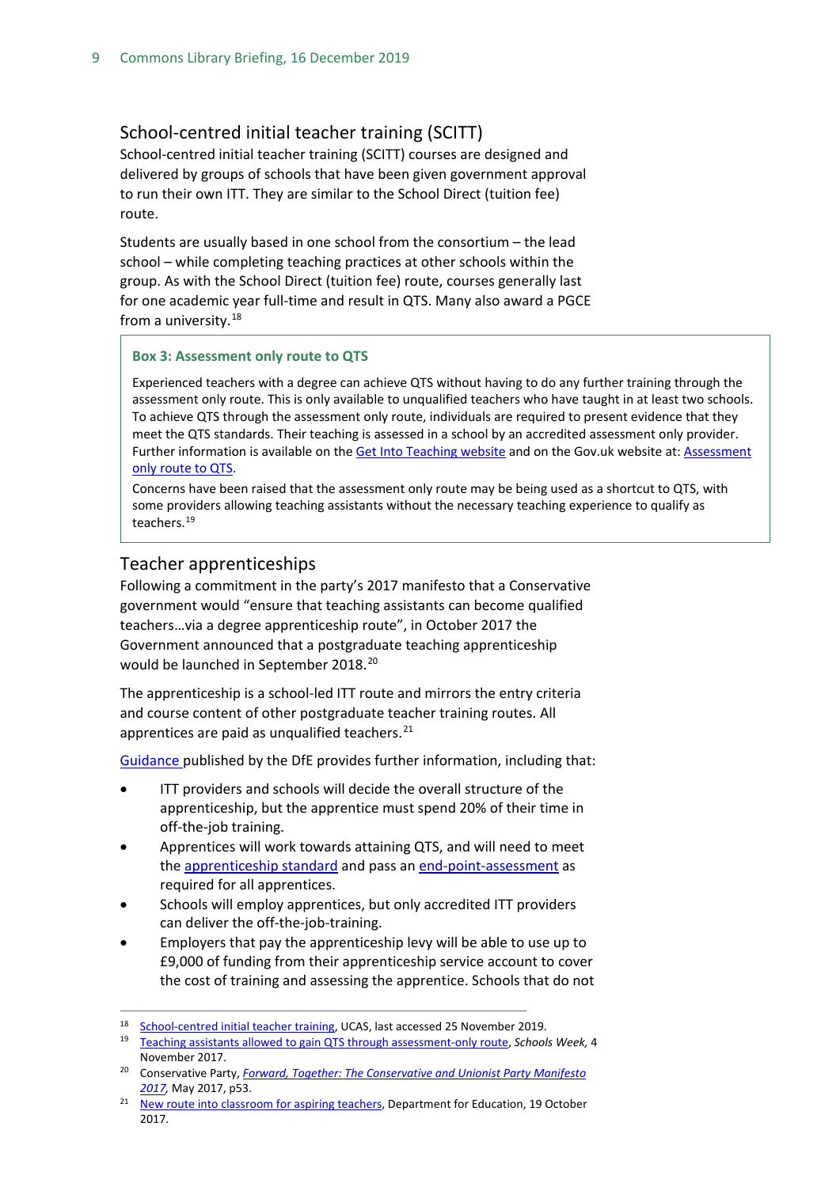### School-centred initial teacher training (SCITT)

School-centred initial teacher training (SCITT) courses are designed and delivered by groups of schools that have been given government approval to run their own ITT. They are similar to the School Direct (tuition fee) route.

Students are usually based in one school from the consortium – the lead school – while completing teaching practices at other schools within the group. As with the School Direct (tuition fee) route, courses generally last for one academic year full-time and result in QTS. Many also award a PGCE from a university.[18]

> **Box 3: Assessment only route to QTS**
>
> Experienced teachers with a degree can achieve QTS without having to do any further training through the assessment only route. This is only available to unqualified teachers who have taught in at least two schools. To achieve QTS through the assessment only route, individuals are required to present evidence that they meet the QTS standards. Their teaching is assessed in a school by an accredited assessment only provider. Further information is available on the Get Into Teaching website and on the Gov.uk website at: Assessment only route to QTS.
>
> Concerns have been raised that the assessment only route may be being used as a shortcut to QTS, with some providers allowing teaching assistants without the necessary teaching experience to qualify as teachers.[19]

### Teacher apprenticeships

Following a commitment in the party's 2017 manifesto that a Conservative government would "ensure that teaching assistants can become qualified teachers…via a degree apprenticeship route", in October 2017 the Government announced that a postgraduate teaching apprenticeship would be launched in September 2018.[20]

The apprenticeship is a school-led ITT route and mirrors the entry criteria and course content of other postgraduate teacher training routes. All apprentices are paid as unqualified teachers.[21]

Guidance published by the DfE provides further information, including that:

- ITT providers and schools will decide the overall structure of the apprenticeship, but the apprentice must spend 20% of their time in off-the-job training.
- Apprentices will work towards attaining QTS, and will need to meet the apprenticeship standard and pass an end-point-assessment as required for all apprentices.
- Schools will employ apprentices, but only accredited ITT providers can deliver the off-the-job-training.
- Employers that pay the apprenticeship levy will be able to use up to £9,000 of funding from their apprenticeship service account to cover the cost of training and assessing the apprentice. Schools that do not

---

[18] School-centred initial teacher training, UCAS, last accessed 25 November 2019.

[19] Teaching assistants allowed to gain QTS through assessment-only route, *Schools Week*, 4 November 2017.

[20] Conservative Party, *Forward, Together: The Conservative and Unionist Party Manifesto 2017*, May 2017, p53.

[21] New route into classroom for aspiring teachers, Department for Education, 19 October 2017.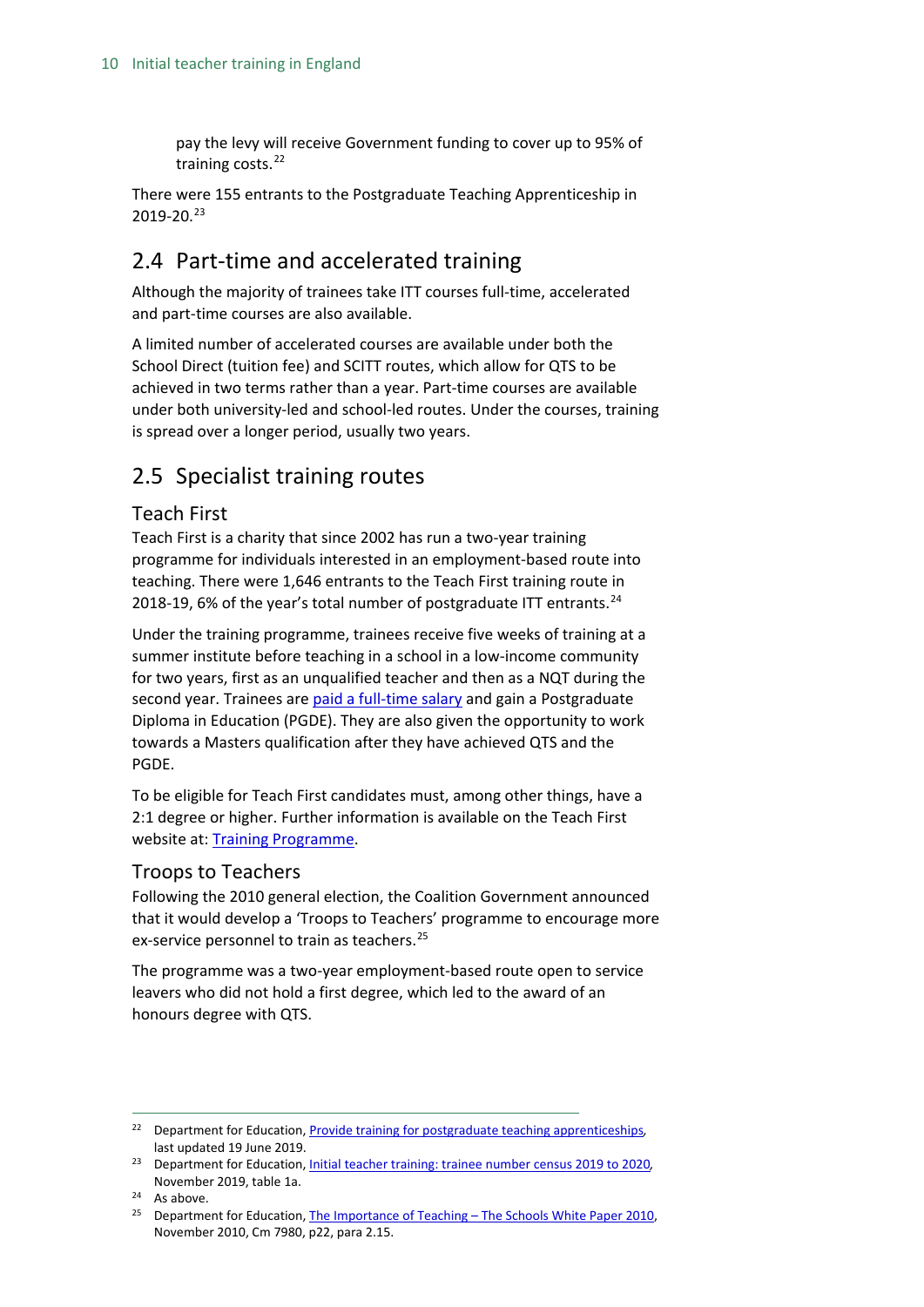pay the levy will receive Government funding to cover up to 95% of training costs.[22]

There were 155 entrants to the Postgraduate Teaching Apprenticeship in 2019-20.[23]

## 2.4 Part-time and accelerated training

Although the majority of trainees take ITT courses full-time, accelerated and part-time courses are also available.

A limited number of accelerated courses are available under both the School Direct (tuition fee) and SCITT routes, which allow for QTS to be achieved in two terms rather than a year. Part-time courses are available under both university-led and school-led routes. Under the courses, training is spread over a longer period, usually two years.

## 2.5 Specialist training routes

### Teach First

Teach First is a charity that since 2002 has run a two-year training programme for individuals interested in an employment-based route into teaching. There were 1,646 entrants to the Teach First training route in 2018-19, 6% of the year's total number of postgraduate ITT entrants.[24]

Under the training programme, trainees receive five weeks of training at a summer institute before teaching in a school in a low-income community for two years, first as an unqualified teacher and then as a NQT during the second year. Trainees are paid a full-time salary and gain a Postgraduate Diploma in Education (PGDE). They are also given the opportunity to work towards a Masters qualification after they have achieved QTS and the PGDE.

To be eligible for Teach First candidates must, among other things, have a 2:1 degree or higher. Further information is available on the Teach First website at: Training Programme.

### Troops to Teachers

Following the 2010 general election, the Coalition Government announced that it would develop a 'Troops to Teachers' programme to encourage more ex-service personnel to train as teachers.[25]

The programme was a two-year employment-based route open to service leavers who did not hold a first degree, which led to the award of an honours degree with QTS.

---

[22] Department for Education, Provide training for postgraduate teaching apprenticeships, last updated 19 June 2019.

[23] Department for Education, Initial teacher training: trainee number census 2019 to 2020, November 2019, table 1a.

[24] As above.

[25] Department for Education, The Importance of Teaching – The Schools White Paper 2010, November 2010, Cm 7980, p22, para 2.15.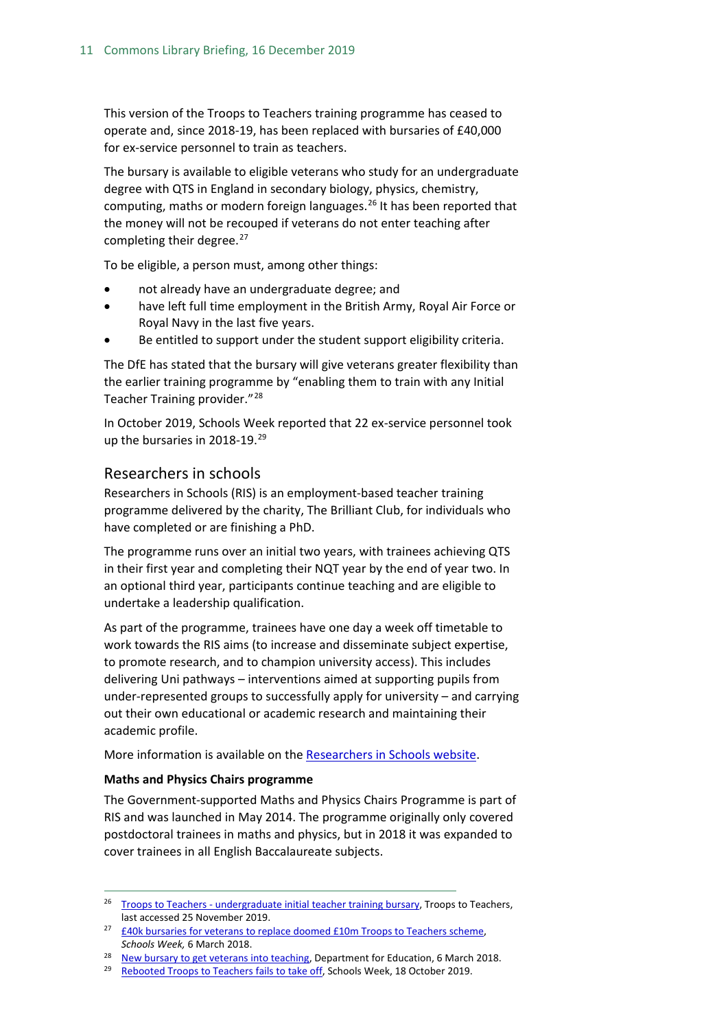This version of the Troops to Teachers training programme has ceased to operate and, since 2018-19, has been replaced with bursaries of £40,000 for ex-service personnel to train as teachers.

The bursary is available to eligible veterans who study for an undergraduate degree with QTS in England in secondary biology, physics, chemistry, computing, maths or modern foreign languages.[26] It has been reported that the money will not be recouped if veterans do not enter teaching after completing their degree.[27]

To be eligible, a person must, among other things:

- not already have an undergraduate degree; and
- have left full time employment in the British Army, Royal Air Force or Royal Navy in the last five years.
- Be entitled to support under the student support eligibility criteria.

The DfE has stated that the bursary will give veterans greater flexibility than the earlier training programme by "enabling them to train with any Initial Teacher Training provider."[28]

In October 2019, Schools Week reported that 22 ex-service personnel took up the bursaries in 2018-19.[29]

## Researchers in schools

Researchers in Schools (RIS) is an employment-based teacher training programme delivered by the charity, The Brilliant Club, for individuals who have completed or are finishing a PhD.

The programme runs over an initial two years, with trainees achieving QTS in their first year and completing their NQT year by the end of year two. In an optional third year, participants continue teaching and are eligible to undertake a leadership qualification.

As part of the programme, trainees have one day a week off timetable to work towards the RIS aims (to increase and disseminate subject expertise, to promote research, and to champion university access). This includes delivering Uni pathways – interventions aimed at supporting pupils from under-represented groups to successfully apply for university – and carrying out their own educational or academic research and maintaining their academic profile.

More information is available on the Researchers in Schools website.

**Maths and Physics Chairs programme**

The Government-supported Maths and Physics Chairs Programme is part of RIS and was launched in May 2014. The programme originally only covered postdoctoral trainees in maths and physics, but in 2018 it was expanded to cover trainees in all English Baccalaureate subjects.

---

[26] Troops to Teachers - undergraduate initial teacher training bursary, Troops to Teachers, last accessed 25 November 2019.

[27] £40k bursaries for veterans to replace doomed £10m Troops to Teachers scheme, *Schools Week,* 6 March 2018.

[28] New bursary to get veterans into teaching, Department for Education, 6 March 2018.

[29] Rebooted Troops to Teachers fails to take off, Schools Week, 18 October 2019.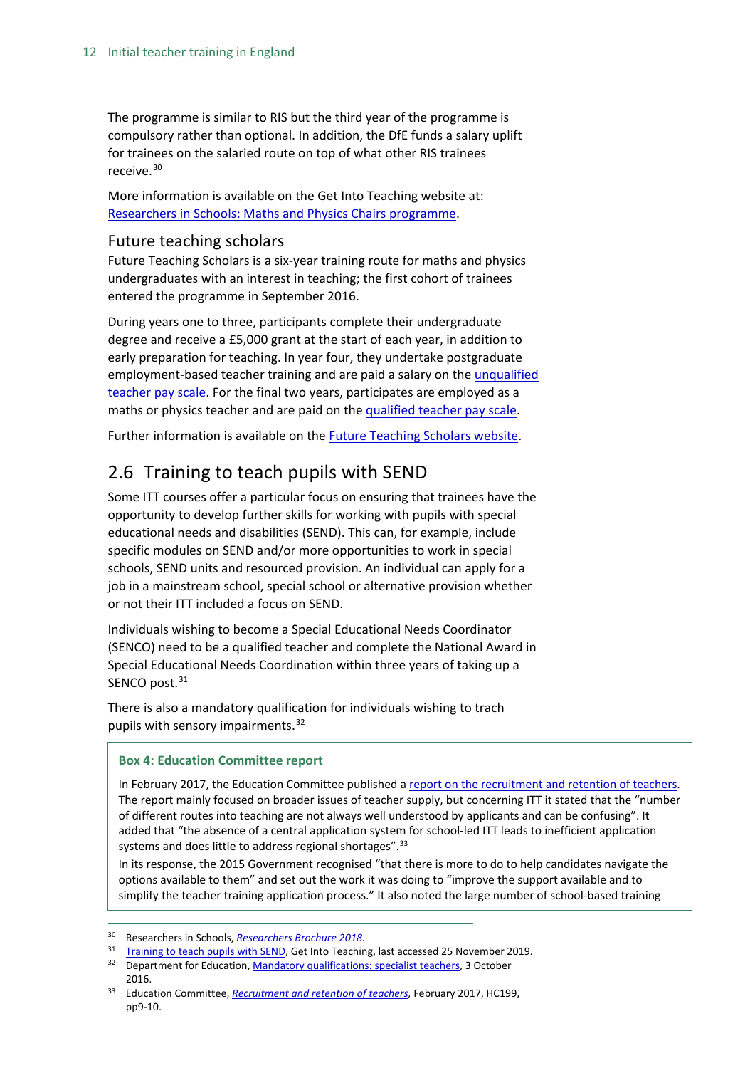The programme is similar to RIS but the third year of the programme is compulsory rather than optional. In addition, the DfE funds a salary uplift for trainees on the salaried route on top of what other RIS trainees receive.[30]

More information is available on the Get Into Teaching website at: Researchers in Schools: Maths and Physics Chairs programme.

### Future teaching scholars

Future Teaching Scholars is a six-year training route for maths and physics undergraduates with an interest in teaching; the first cohort of trainees entered the programme in September 2016.

During years one to three, participants complete their undergraduate degree and receive a £5,000 grant at the start of each year, in addition to early preparation for teaching. In year four, they undertake postgraduate employment-based teacher training and are paid a salary on the unqualified teacher pay scale. For the final two years, participates are employed as a maths or physics teacher and are paid on the qualified teacher pay scale.

Further information is available on the Future Teaching Scholars website.

## 2.6 Training to teach pupils with SEND

Some ITT courses offer a particular focus on ensuring that trainees have the opportunity to develop further skills for working with pupils with special educational needs and disabilities (SEND). This can, for example, include specific modules on SEND and/or more opportunities to work in special schools, SEND units and resourced provision. An individual can apply for a job in a mainstream school, special school or alternative provision whether or not their ITT included a focus on SEND.

Individuals wishing to become a Special Educational Needs Coordinator (SENCO) need to be a qualified teacher and complete the National Award in Special Educational Needs Coordination within three years of taking up a SENCO post.[31]

There is also a mandatory qualification for individuals wishing to trach pupils with sensory impairments.[32]

**Box 4: Education Committee report**

In February 2017, the Education Committee published a report on the recruitment and retention of teachers. The report mainly focused on broader issues of teacher supply, but concerning ITT it stated that the "number of different routes into teaching are not always well understood by applicants and can be confusing". It added that "the absence of a central application system for school-led ITT leads to inefficient application systems and does little to address regional shortages".[33]

In its response, the 2015 Government recognised "that there is more to do to help candidates navigate the options available to them" and set out the work it was doing to "improve the support available and to simplify the teacher training application process." It also noted the large number of school-based training

---

30 Researchers in Schools, *Researchers Brochure 2018*.

31 Training to teach pupils with SEND, Get Into Teaching, last accessed 25 November 2019.

32 Department for Education, Mandatory qualifications: specialist teachers, 3 October 2016.

33 Education Committee, *Recruitment and retention of teachers*, February 2017, HC199, pp9-10.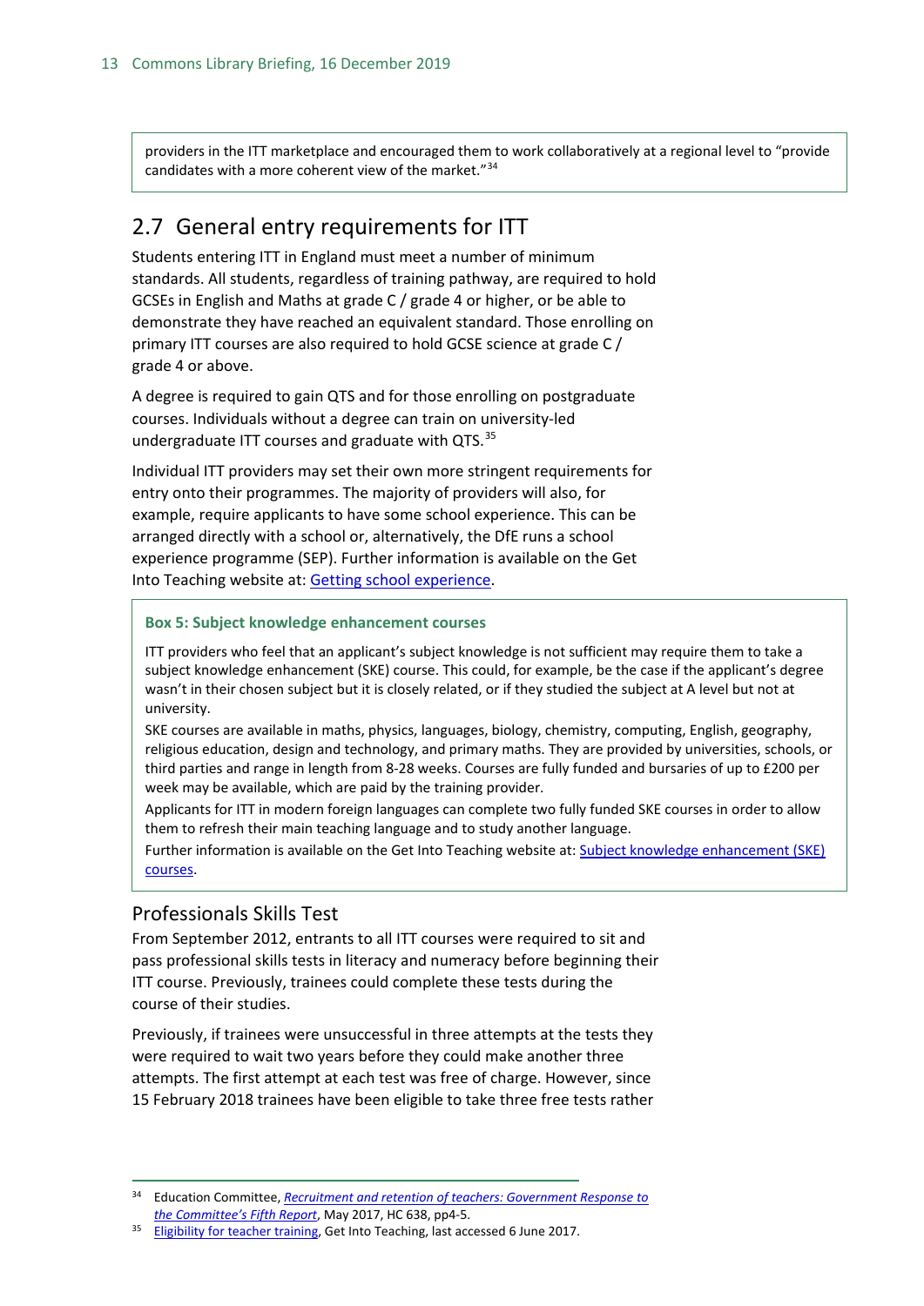providers in the ITT marketplace and encouraged them to work collaboratively at a regional level to "provide candidates with a more coherent view of the market."[34]

## 2.7 General entry requirements for ITT

Students entering ITT in England must meet a number of minimum standards. All students, regardless of training pathway, are required to hold GCSEs in English and Maths at grade C / grade 4 or higher, or be able to demonstrate they have reached an equivalent standard. Those enrolling on primary ITT courses are also required to hold GCSE science at grade C / grade 4 or above.

A degree is required to gain QTS and for those enrolling on postgraduate courses. Individuals without a degree can train on university-led undergraduate ITT courses and graduate with QTS.[35]

Individual ITT providers may set their own more stringent requirements for entry onto their programmes. The majority of providers will also, for example, require applicants to have some school experience. This can be arranged directly with a school or, alternatively, the DfE runs a school experience programme (SEP). Further information is available on the Get Into Teaching website at: [Getting school experience]().

> **Box 5: Subject knowledge enhancement courses**
>
> ITT providers who feel that an applicant's subject knowledge is not sufficient may require them to take a subject knowledge enhancement (SKE) course. This could, for example, be the case if the applicant's degree wasn't in their chosen subject but it is closely related, or if they studied the subject at A level but not at university.
>
> SKE courses are available in maths, physics, languages, biology, chemistry, computing, English, geography, religious education, design and technology, and primary maths. They are provided by universities, schools, or third parties and range in length from 8-28 weeks. Courses are fully funded and bursaries of up to £200 per week may be available, which are paid by the training provider.
>
> Applicants for ITT in modern foreign languages can complete two fully funded SKE courses in order to allow them to refresh their main teaching language and to study another language.
>
> Further information is available on the Get Into Teaching website at: [Subject knowledge enhancement (SKE) courses]().

### Professionals Skills Test

From September 2012, entrants to all ITT courses were required to sit and pass professional skills tests in literacy and numeracy before beginning their ITT course. Previously, trainees could complete these tests during the course of their studies.

Previously, if trainees were unsuccessful in three attempts at the tests they were required to wait two years before they could make another three attempts. The first attempt at each test was free of charge. However, since 15 February 2018 trainees have been eligible to take three free tests rather

---

[34] Education Committee, *[Recruitment and retention of teachers: Government Response to the Committee's Fifth Report]()*, May 2017, HC 638, pp4-5.

[35] [Eligibility for teacher training](), Get Into Teaching, last accessed 6 June 2017.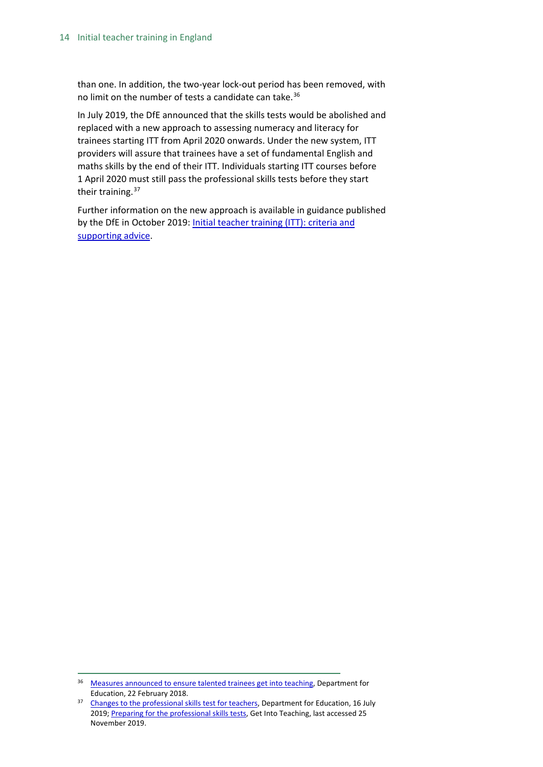than one. In addition, the two-year lock-out period has been removed, with no limit on the number of tests a candidate can take.[36]

In July 2019, the DfE announced that the skills tests would be abolished and replaced with a new approach to assessing numeracy and literacy for trainees starting ITT from April 2020 onwards. Under the new system, ITT providers will assure that trainees have a set of fundamental English and maths skills by the end of their ITT. Individuals starting ITT courses before 1 April 2020 must still pass the professional skills tests before they start their training.[37]

Further information on the new approach is available in guidance published by the DfE in October 2019: Initial teacher training (ITT): criteria and supporting advice.

---

[36] Measures announced to ensure talented trainees get into teaching, Department for Education, 22 February 2018.

[37] Changes to the professional skills test for teachers, Department for Education, 16 July 2019; Preparing for the professional skills tests, Get Into Teaching, last accessed 25 November 2019.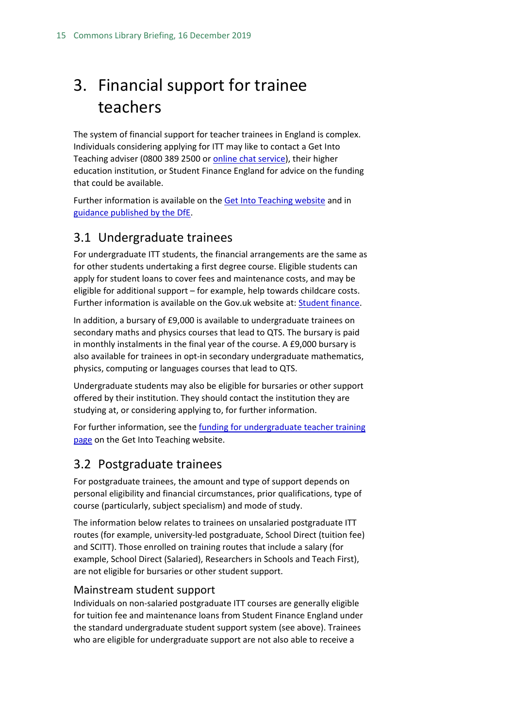# 3. Financial support for trainee teachers

The system of financial support for teacher trainees in England is complex. Individuals considering applying for ITT may like to contact a Get Into Teaching adviser (0800 389 2500 or online chat service), their higher education institution, or Student Finance England for advice on the funding that could be available.

Further information is available on the Get Into Teaching website and in guidance published by the DfE.

## 3.1 Undergraduate trainees

For undergraduate ITT students, the financial arrangements are the same as for other students undertaking a first degree course. Eligible students can apply for student loans to cover fees and maintenance costs, and may be eligible for additional support – for example, help towards childcare costs. Further information is available on the Gov.uk website at: Student finance.

In addition, a bursary of £9,000 is available to undergraduate trainees on secondary maths and physics courses that lead to QTS. The bursary is paid in monthly instalments in the final year of the course. A £9,000 bursary is also available for trainees in opt-in secondary undergraduate mathematics, physics, computing or languages courses that lead to QTS.

Undergraduate students may also be eligible for bursaries or other support offered by their institution. They should contact the institution they are studying at, or considering applying to, for further information.

For further information, see the funding for undergraduate teacher training page on the Get Into Teaching website.

## 3.2 Postgraduate trainees

For postgraduate trainees, the amount and type of support depends on personal eligibility and financial circumstances, prior qualifications, type of course (particularly, subject specialism) and mode of study.

The information below relates to trainees on unsalaried postgraduate ITT routes (for example, university-led postgraduate, School Direct (tuition fee) and SCITT). Those enrolled on training routes that include a salary (for example, School Direct (Salaried), Researchers in Schools and Teach First), are not eligible for bursaries or other student support.

### Mainstream student support

Individuals on non-salaried postgraduate ITT courses are generally eligible for tuition fee and maintenance loans from Student Finance England under the standard undergraduate student support system (see above). Trainees who are eligible for undergraduate support are not also able to receive a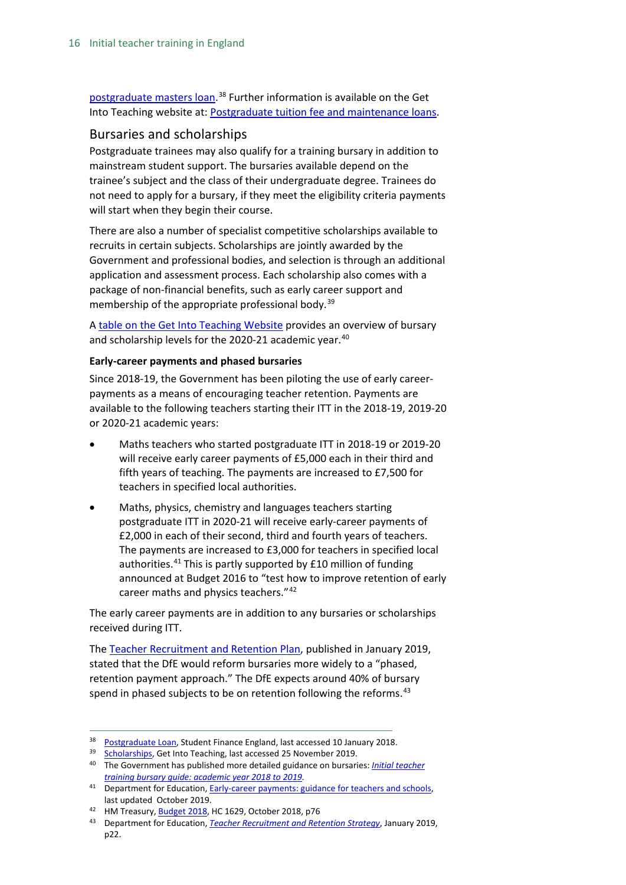postgraduate masters loan.[38] Further information is available on the Get Into Teaching website at: Postgraduate tuition fee and maintenance loans.

## Bursaries and scholarships

Postgraduate trainees may also qualify for a training bursary in addition to mainstream student support. The bursaries available depend on the trainee's subject and the class of their undergraduate degree. Trainees do not need to apply for a bursary, if they meet the eligibility criteria payments will start when they begin their course.

There are also a number of specialist competitive scholarships available to recruits in certain subjects. Scholarships are jointly awarded by the Government and professional bodies, and selection is through an additional application and assessment process. Each scholarship also comes with a package of non-financial benefits, such as early career support and membership of the appropriate professional body.[39]

A table on the Get Into Teaching Website provides an overview of bursary and scholarship levels for the 2020-21 academic year.[40]

### Early-career payments and phased bursaries

Since 2018-19, the Government has been piloting the use of early career-payments as a means of encouraging teacher retention. Payments are available to the following teachers starting their ITT in the 2018-19, 2019-20 or 2020-21 academic years:

- Maths teachers who started postgraduate ITT in 2018-19 or 2019-20 will receive early career payments of £5,000 each in their third and fifth years of teaching. The payments are increased to £7,500 for teachers in specified local authorities.
- Maths, physics, chemistry and languages teachers starting postgraduate ITT in 2020-21 will receive early-career payments of £2,000 in each of their second, third and fourth years of teachers. The payments are increased to £3,000 for teachers in specified local authorities.[41] This is partly supported by £10 million of funding announced at Budget 2016 to "test how to improve retention of early career maths and physics teachers."[42]

The early career payments are in addition to any bursaries or scholarships received during ITT.

The Teacher Recruitment and Retention Plan, published in January 2019, stated that the DfE would reform bursaries more widely to a "phased, retention payment approach." The DfE expects around 40% of bursary spend in phased subjects to be on retention following the reforms.[43]

---

[38] Postgraduate Loan, Student Finance England, last accessed 10 January 2018.

[39] Scholarships, Get Into Teaching, last accessed 25 November 2019.

[40] The Government has published more detailed guidance on bursaries: *Initial teacher training bursary guide: academic year 2018 to 2019.*

[41] Department for Education, Early-career payments: guidance for teachers and schools, last updated October 2019.

[42] HM Treasury, Budget 2018, HC 1629, October 2018, p76

[43] Department for Education, *Teacher Recruitment and Retention Strategy*, January 2019, p22.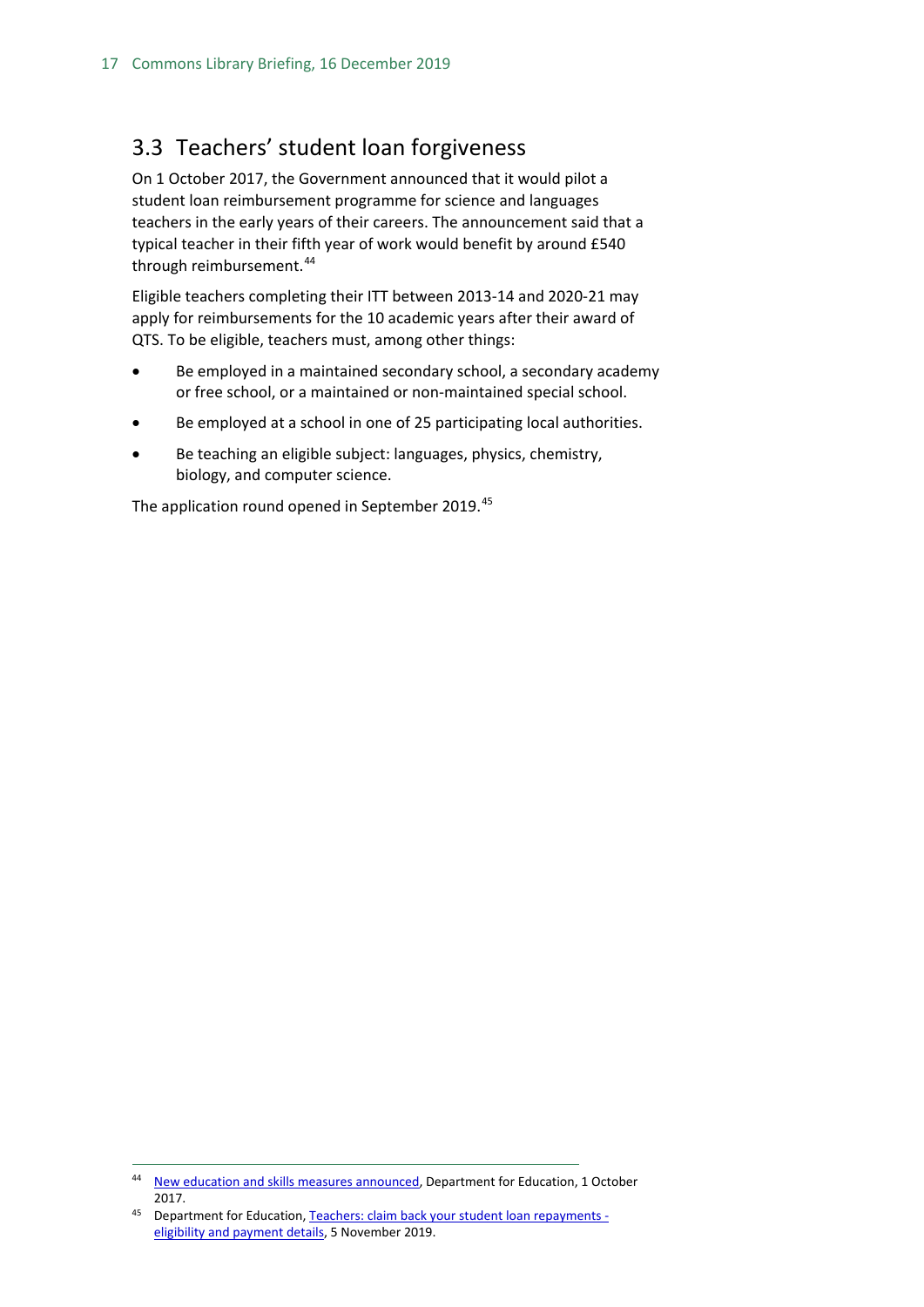## 3.3 Teachers' student loan forgiveness

On 1 October 2017, the Government announced that it would pilot a student loan reimbursement programme for science and languages teachers in the early years of their careers. The announcement said that a typical teacher in their fifth year of work would benefit by around £540 through reimbursement.[44]

Eligible teachers completing their ITT between 2013-14 and 2020-21 may apply for reimbursements for the 10 academic years after their award of QTS. To be eligible, teachers must, among other things:

- Be employed in a maintained secondary school, a secondary academy or free school, or a maintained or non-maintained special school.
- Be employed at a school in one of 25 participating local authorities.
- Be teaching an eligible subject: languages, physics, chemistry, biology, and computer science.

The application round opened in September 2019.[45]

---

[44] New education and skills measures announced, Department for Education, 1 October 2017.

[45] Department for Education, Teachers: claim back your student loan repayments - eligibility and payment details, 5 November 2019.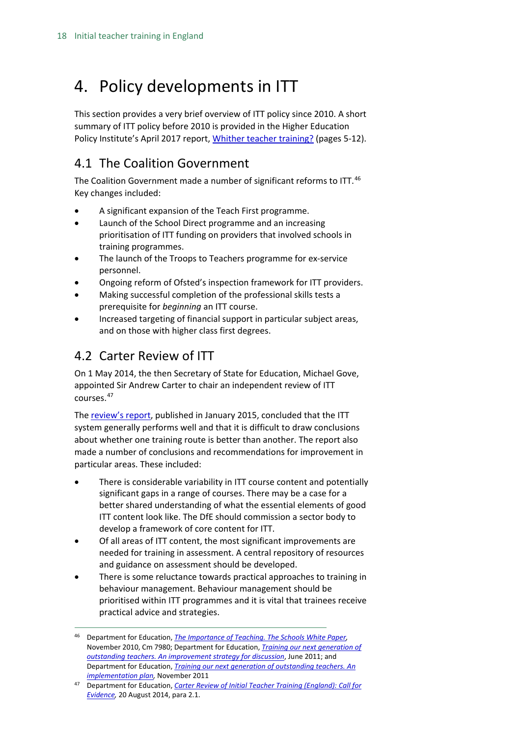# 4. Policy developments in ITT

This section provides a very brief overview of ITT policy since 2010. A short summary of ITT policy before 2010 is provided in the Higher Education Policy Institute's April 2017 report, Whither teacher training? (pages 5-12).

## 4.1 The Coalition Government

The Coalition Government made a number of significant reforms to ITT.[46] Key changes included:

- A significant expansion of the Teach First programme.
- Launch of the School Direct programme and an increasing prioritisation of ITT funding on providers that involved schools in training programmes.
- The launch of the Troops to Teachers programme for ex-service personnel.
- Ongoing reform of Ofsted's inspection framework for ITT providers.
- Making successful completion of the professional skills tests a prerequisite for *beginning* an ITT course.
- Increased targeting of financial support in particular subject areas, and on those with higher class first degrees.

## 4.2 Carter Review of ITT

On 1 May 2014, the then Secretary of State for Education, Michael Gove, appointed Sir Andrew Carter to chair an independent review of ITT courses.[47]

The review's report, published in January 2015, concluded that the ITT system generally performs well and that it is difficult to draw conclusions about whether one training route is better than another. The report also made a number of conclusions and recommendations for improvement in particular areas. These included:

- There is considerable variability in ITT course content and potentially significant gaps in a range of courses. There may be a case for a better shared understanding of what the essential elements of good ITT content look like. The DfE should commission a sector body to develop a framework of core content for ITT.
- Of all areas of ITT content, the most significant improvements are needed for training in assessment. A central repository of resources and guidance on assessment should be developed.
- There is some reluctance towards practical approaches to training in behaviour management. Behaviour management should be prioritised within ITT programmes and it is vital that trainees receive practical advice and strategies.

---

[46] Department for Education, *The Importance of Teaching. The Schools White Paper,* November 2010, Cm 7980; Department for Education, *Training our next generation of outstanding teachers. An improvement strategy for discussion*, June 2011; and Department for Education, *Training our next generation of outstanding teachers. An implementation plan,* November 2011

[47] Department for Education, *Carter Review of Initial Teacher Training (England): Call for Evidence,* 20 August 2014, para 2.1.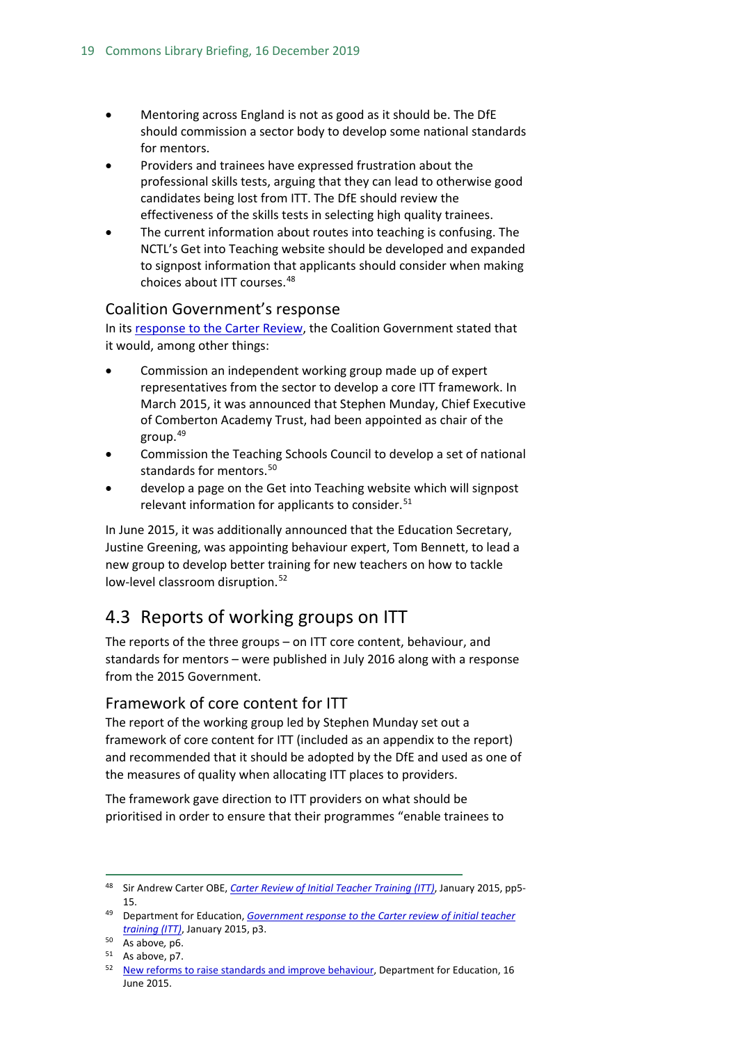- Mentoring across England is not as good as it should be. The DfE should commission a sector body to develop some national standards for mentors.
- Providers and trainees have expressed frustration about the professional skills tests, arguing that they can lead to otherwise good candidates being lost from ITT. The DfE should review the effectiveness of the skills tests in selecting high quality trainees.
- The current information about routes into teaching is confusing. The NCTL's Get into Teaching website should be developed and expanded to signpost information that applicants should consider when making choices about ITT courses.[48]

### Coalition Government's response

In its response to the Carter Review, the Coalition Government stated that it would, among other things:

- Commission an independent working group made up of expert representatives from the sector to develop a core ITT framework. In March 2015, it was announced that Stephen Munday, Chief Executive of Comberton Academy Trust, had been appointed as chair of the group.[49]
- Commission the Teaching Schools Council to develop a set of national standards for mentors.[50]
- develop a page on the Get into Teaching website which will signpost relevant information for applicants to consider.[51]

In June 2015, it was additionally announced that the Education Secretary, Justine Greening, was appointing behaviour expert, Tom Bennett, to lead a new group to develop better training for new teachers on how to tackle low-level classroom disruption.[52]

## 4.3 Reports of working groups on ITT

The reports of the three groups – on ITT core content, behaviour, and standards for mentors – were published in July 2016 along with a response from the 2015 Government.

### Framework of core content for ITT

The report of the working group led by Stephen Munday set out a framework of core content for ITT (included as an appendix to the report) and recommended that it should be adopted by the DfE and used as one of the measures of quality when allocating ITT places to providers.

The framework gave direction to ITT providers on what should be prioritised in order to ensure that their programmes "enable trainees to

---

[48] Sir Andrew Carter OBE, *Carter Review of Initial Teacher Training (ITT)*, January 2015, pp5-15.

[49] Department for Education, *Government response to the Carter review of initial teacher training (ITT)*, January 2015, p3.

[50] As above, p6.

[51] As above, p7.

[52] New reforms to raise standards and improve behaviour, Department for Education, 16 June 2015.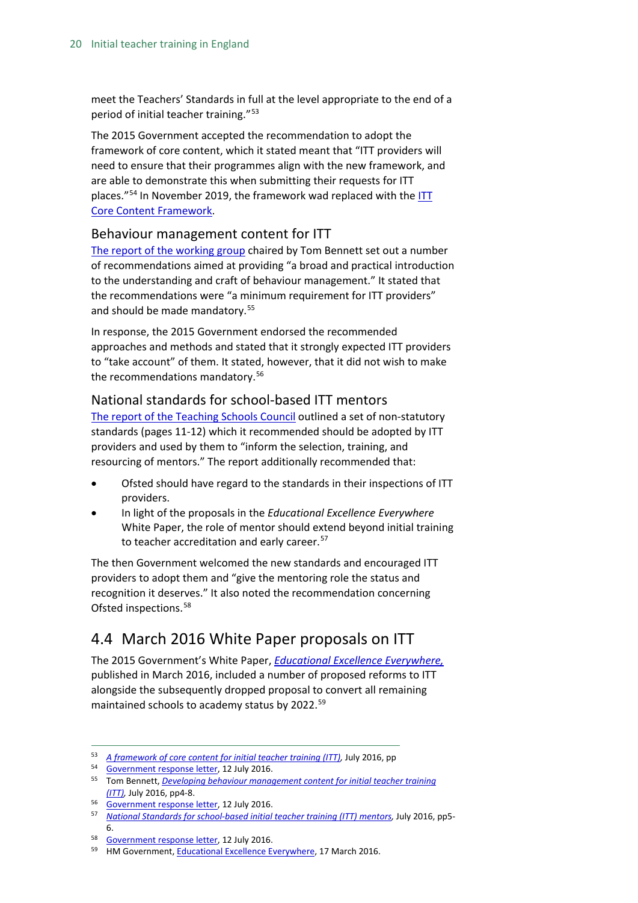meet the Teachers' Standards in full at the level appropriate to the end of a period of initial teacher training."[53]

The 2015 Government accepted the recommendation to adopt the framework of core content, which it stated meant that "ITT providers will need to ensure that their programmes align with the new framework, and are able to demonstrate this when submitting their requests for ITT places."[54] In November 2019, the framework wad replaced with the ITT Core Content Framework.

### Behaviour management content for ITT

The report of the working group chaired by Tom Bennett set out a number of recommendations aimed at providing "a broad and practical introduction to the understanding and craft of behaviour management." It stated that the recommendations were "a minimum requirement for ITT providers" and should be made mandatory.[55]

In response, the 2015 Government endorsed the recommended approaches and methods and stated that it strongly expected ITT providers to "take account" of them. It stated, however, that it did not wish to make the recommendations mandatory.[56]

### National standards for school-based ITT mentors

The report of the Teaching Schools Council outlined a set of non-statutory standards (pages 11-12) which it recommended should be adopted by ITT providers and used by them to "inform the selection, training, and resourcing of mentors." The report additionally recommended that:

- Ofsted should have regard to the standards in their inspections of ITT providers.
- In light of the proposals in the *Educational Excellence Everywhere* White Paper, the role of mentor should extend beyond initial training to teacher accreditation and early career.[57]

The then Government welcomed the new standards and encouraged ITT providers to adopt them and "give the mentoring role the status and recognition it deserves." It also noted the recommendation concerning Ofsted inspections.[58]

## 4.4 March 2016 White Paper proposals on ITT

The 2015 Government's White Paper, *Educational Excellence Everywhere,* published in March 2016, included a number of proposed reforms to ITT alongside the subsequently dropped proposal to convert all remaining maintained schools to academy status by 2022.[59]

---

[53] *A framework of core content for initial teacher training (ITT),* July 2016, pp

[54] Government response letter, 12 July 2016.

[55] Tom Bennett, *Developing behaviour management content for initial teacher training (ITT),* July 2016, pp4-8.

[56] Government response letter, 12 July 2016.

[57] *National Standards for school-based initial teacher training (ITT) mentors,* July 2016, pp5-6.

[58] Government response letter, 12 July 2016.

[59] HM Government, Educational Excellence Everywhere, 17 March 2016.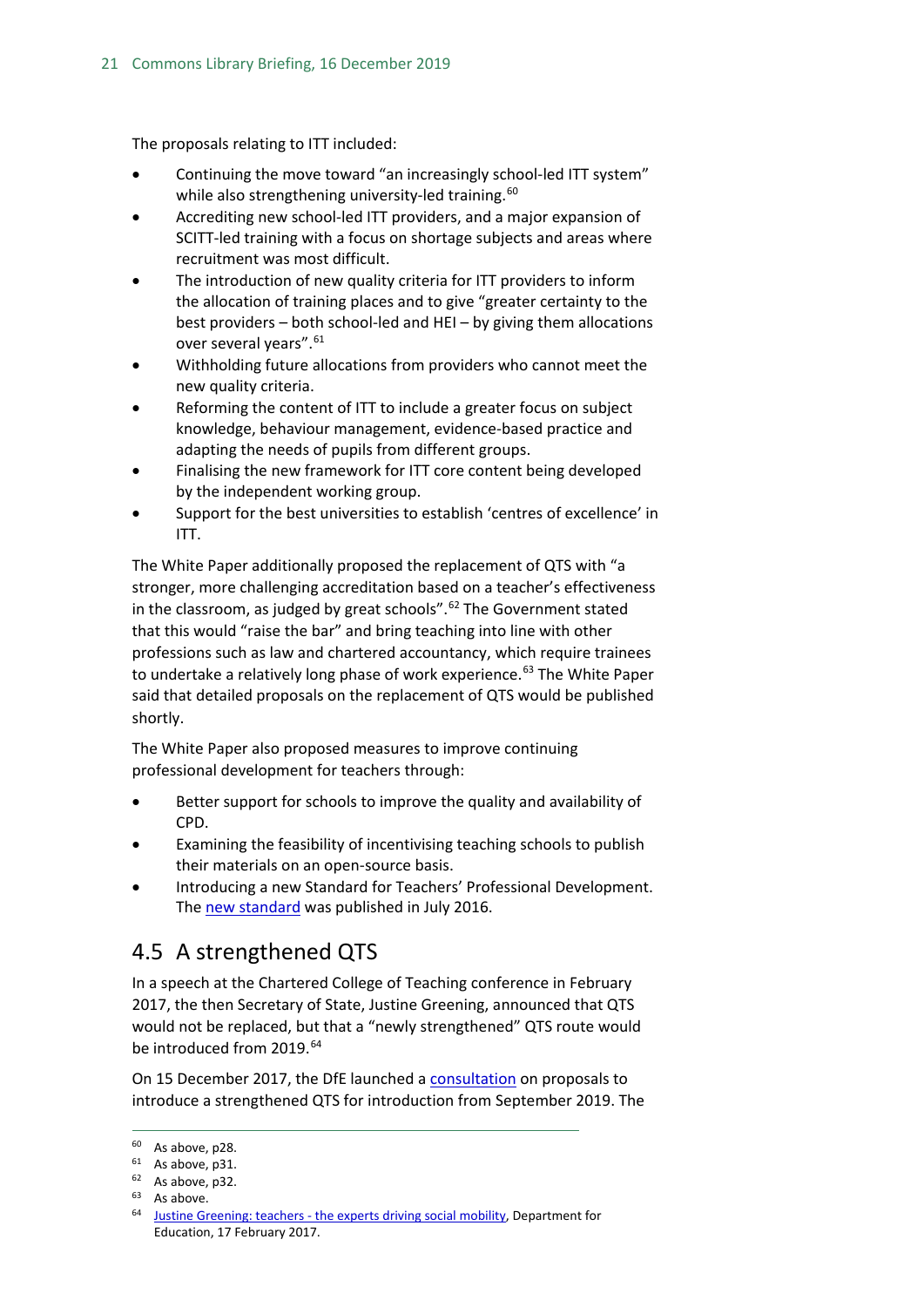The proposals relating to ITT included:

- Continuing the move toward "an increasingly school-led ITT system" while also strengthening university-led training.[60]
- Accrediting new school-led ITT providers, and a major expansion of SCITT-led training with a focus on shortage subjects and areas where recruitment was most difficult.
- The introduction of new quality criteria for ITT providers to inform the allocation of training places and to give "greater certainty to the best providers – both school-led and HEI – by giving them allocations over several years".[61]
- Withholding future allocations from providers who cannot meet the new quality criteria.
- Reforming the content of ITT to include a greater focus on subject knowledge, behaviour management, evidence-based practice and adapting the needs of pupils from different groups.
- Finalising the new framework for ITT core content being developed by the independent working group.
- Support for the best universities to establish 'centres of excellence' in ITT.

The White Paper additionally proposed the replacement of QTS with "a stronger, more challenging accreditation based on a teacher's effectiveness in the classroom, as judged by great schools".[62] The Government stated that this would "raise the bar" and bring teaching into line with other professions such as law and chartered accountancy, which require trainees to undertake a relatively long phase of work experience.[63] The White Paper said that detailed proposals on the replacement of QTS would be published shortly.

The White Paper also proposed measures to improve continuing professional development for teachers through:

- Better support for schools to improve the quality and availability of CPD.
- Examining the feasibility of incentivising teaching schools to publish their materials on an open-source basis.
- Introducing a new Standard for Teachers' Professional Development. The new standard was published in July 2016.

## 4.5 A strengthened QTS

In a speech at the Chartered College of Teaching conference in February 2017, the then Secretary of State, Justine Greening, announced that QTS would not be replaced, but that a "newly strengthened" QTS route would be introduced from 2019.[64]

On 15 December 2017, the DfE launched a consultation on proposals to introduce a strengthened QTS for introduction from September 2019. The

---

[60] As above, p28.
[61] As above, p31.
[62] As above, p32.
[63] As above.
[64] Justine Greening: teachers - the experts driving social mobility, Department for Education, 17 February 2017.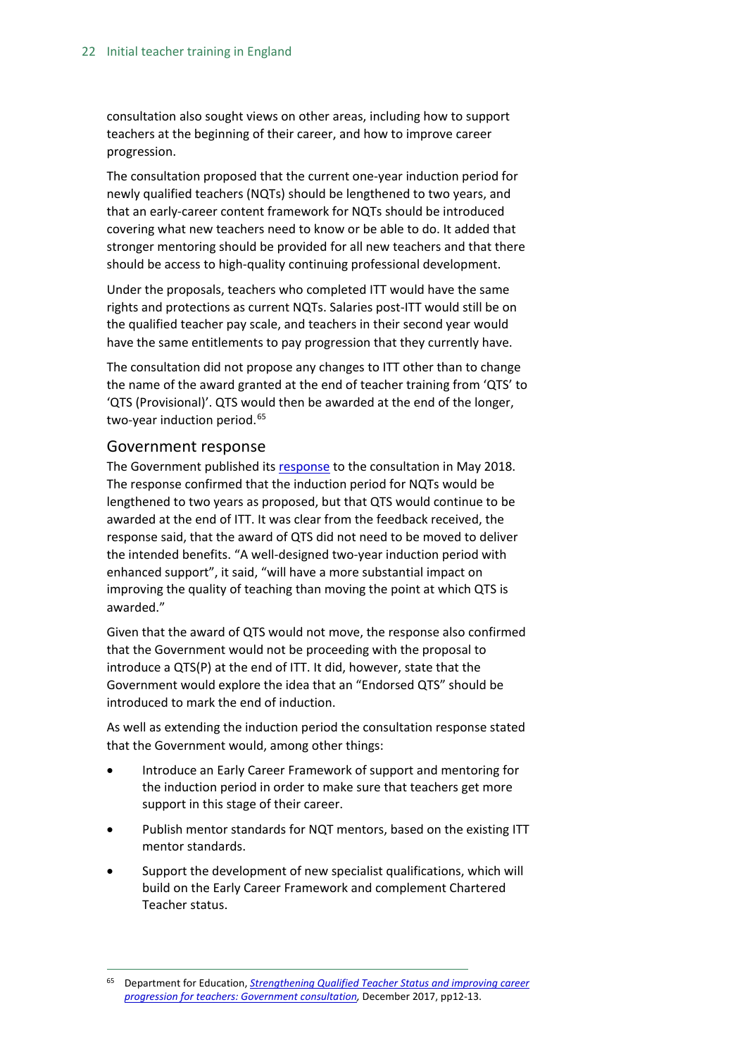consultation also sought views on other areas, including how to support teachers at the beginning of their career, and how to improve career progression.

The consultation proposed that the current one-year induction period for newly qualified teachers (NQTs) should be lengthened to two years, and that an early-career content framework for NQTs should be introduced covering what new teachers need to know or be able to do. It added that stronger mentoring should be provided for all new teachers and that there should be access to high-quality continuing professional development.

Under the proposals, teachers who completed ITT would have the same rights and protections as current NQTs. Salaries post-ITT would still be on the qualified teacher pay scale, and teachers in their second year would have the same entitlements to pay progression that they currently have.

The consultation did not propose any changes to ITT other than to change the name of the award granted at the end of teacher training from 'QTS' to 'QTS (Provisional)'. QTS would then be awarded at the end of the longer, two-year induction period.[65]

## Government response

The Government published its response to the consultation in May 2018. The response confirmed that the induction period for NQTs would be lengthened to two years as proposed, but that QTS would continue to be awarded at the end of ITT. It was clear from the feedback received, the response said, that the award of QTS did not need to be moved to deliver the intended benefits. "A well-designed two-year induction period with enhanced support", it said, "will have a more substantial impact on improving the quality of teaching than moving the point at which QTS is awarded."

Given that the award of QTS would not move, the response also confirmed that the Government would not be proceeding with the proposal to introduce a QTS(P) at the end of ITT. It did, however, state that the Government would explore the idea that an "Endorsed QTS" should be introduced to mark the end of induction.

As well as extending the induction period the consultation response stated that the Government would, among other things:

- Introduce an Early Career Framework of support and mentoring for the induction period in order to make sure that teachers get more support in this stage of their career.
- Publish mentor standards for NQT mentors, based on the existing ITT mentor standards.
- Support the development of new specialist qualifications, which will build on the Early Career Framework and complement Chartered Teacher status.

---

[65] Department for Education, *Strengthening Qualified Teacher Status and improving career progression for teachers: Government consultation*, December 2017, pp12-13.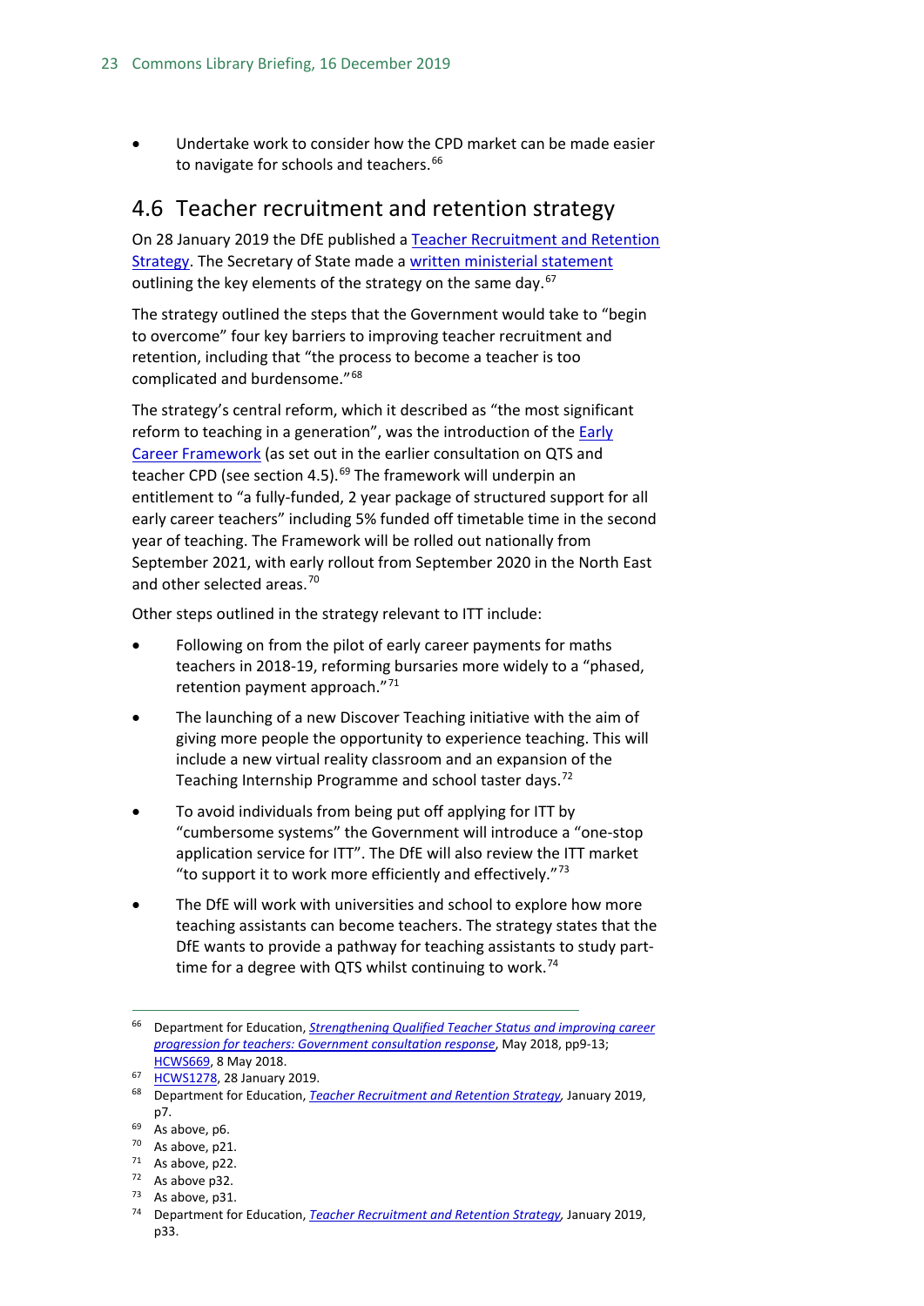- Undertake work to consider how the CPD market can be made easier to navigate for schools and teachers.[66]

## 4.6 Teacher recruitment and retention strategy

On 28 January 2019 the DfE published a Teacher Recruitment and Retention Strategy. The Secretary of State made a written ministerial statement outlining the key elements of the strategy on the same day.[67]

The strategy outlined the steps that the Government would take to "begin to overcome" four key barriers to improving teacher recruitment and retention, including that "the process to become a teacher is too complicated and burdensome."[68]

The strategy's central reform, which it described as "the most significant reform to teaching in a generation", was the introduction of the Early Career Framework (as set out in the earlier consultation on QTS and teacher CPD (see section 4.5).[69] The framework will underpin an entitlement to "a fully-funded, 2 year package of structured support for all early career teachers" including 5% funded off timetable time in the second year of teaching. The Framework will be rolled out nationally from September 2021, with early rollout from September 2020 in the North East and other selected areas.[70]

Other steps outlined in the strategy relevant to ITT include:

- Following on from the pilot of early career payments for maths teachers in 2018-19, reforming bursaries more widely to a "phased, retention payment approach."[71]
- The launching of a new Discover Teaching initiative with the aim of giving more people the opportunity to experience teaching. This will include a new virtual reality classroom and an expansion of the Teaching Internship Programme and school taster days.[72]
- To avoid individuals from being put off applying for ITT by "cumbersome systems" the Government will introduce a "one-stop application service for ITT". The DfE will also review the ITT market "to support it to work more efficiently and effectively."[73]
- The DfE will work with universities and school to explore how more teaching assistants can become teachers. The strategy states that the DfE wants to provide a pathway for teaching assistants to study part-time for a degree with QTS whilst continuing to work.[74]

---

[66] Department for Education, *Strengthening Qualified Teacher Status and improving career progression for teachers: Government consultation response*, May 2018, pp9-13; HCWS669, 8 May 2018.

[67] HCWS1278, 28 January 2019.

[68] Department for Education, *Teacher Recruitment and Retention Strategy*, January 2019, p7.

[69] As above, p6.

[70] As above, p21.

[71] As above, p22.

[72] As above p32.

[73] As above, p31.

[74] Department for Education, *Teacher Recruitment and Retention Strategy*, January 2019, p33.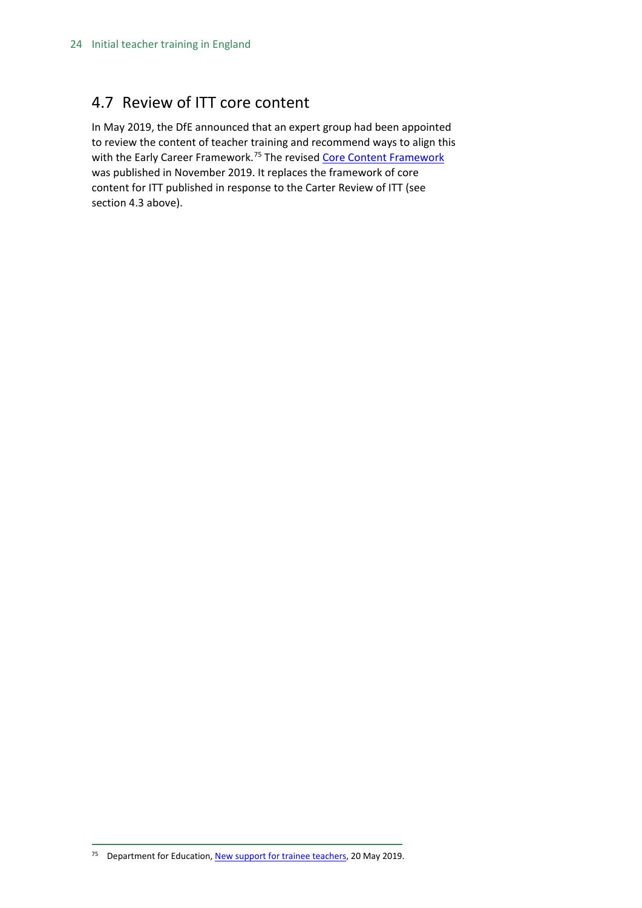## 4.7 Review of ITT core content

In May 2019, the DfE announced that an expert group had been appointed to review the content of teacher training and recommend ways to align this with the Early Career Framework.[75] The revised Core Content Framework was published in November 2019. It replaces the framework of core content for ITT published in response to the Carter Review of ITT (see section 4.3 above).

---

[75] Department for Education, New support for trainee teachers, 20 May 2019.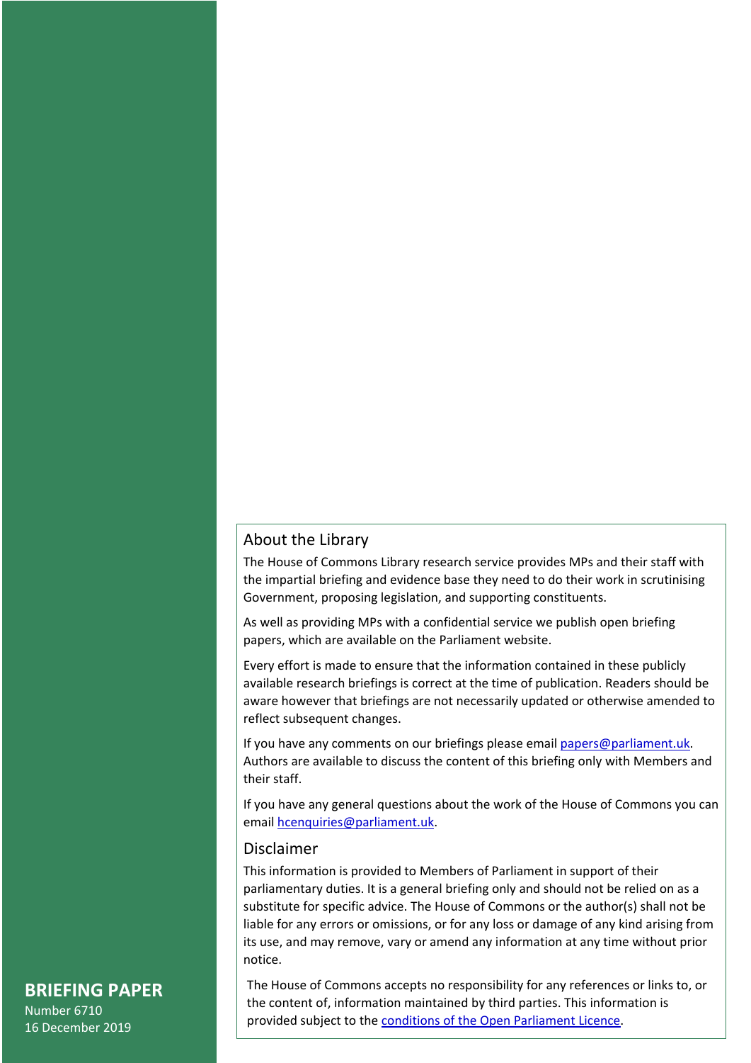**BRIEFING PAPER**

Number 6710

16 December 2019

## About the Library

The House of Commons Library research service provides MPs and their staff with the impartial briefing and evidence base they need to do their work in scrutinising Government, proposing legislation, and supporting constituents.

As well as providing MPs with a confidential service we publish open briefing papers, which are available on the Parliament website.

Every effort is made to ensure that the information contained in these publicly available research briefings is correct at the time of publication. Readers should be aware however that briefings are not necessarily updated or otherwise amended to reflect subsequent changes.

If you have any comments on our briefings please email [papers@parliament.uk](mailto:papers@parliament.uk). Authors are available to discuss the content of this briefing only with Members and their staff.

If you have any general questions about the work of the House of Commons you can email [hcenquiries@parliament.uk](mailto:hcenquiries@parliament.uk).

## Disclaimer

This information is provided to Members of Parliament in support of their parliamentary duties. It is a general briefing only and should not be relied on as a substitute for specific advice. The House of Commons or the author(s) shall not be liable for any errors or omissions, or for any loss or damage of any kind arising from its use, and may remove, vary or amend any information at any time without prior notice.

The House of Commons accepts no responsibility for any references or links to, or the content of, information maintained by third parties. This information is provided subject to the conditions of the Open Parliament Licence.